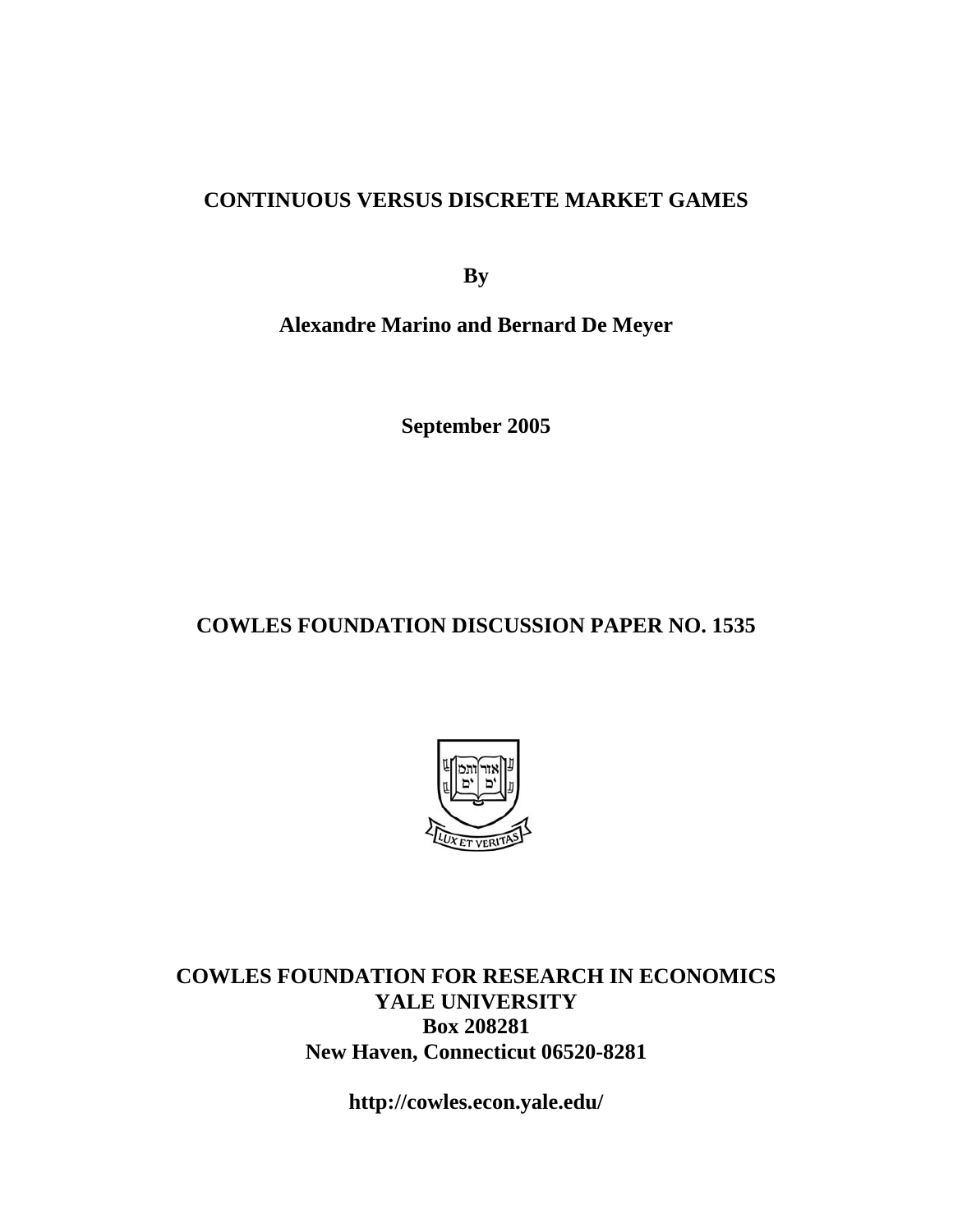# CONTINUOUS VERSUS DISCRETE MARKET GAMES

**By**

**Alexandre Marino and Bernard De Meyer**

**September 2005**

## COWLES FOUNDATION DISCUSSION PAPER NO. 1535

**COWLES FOUNDATION FOR RESEARCH IN ECONOMICS**
**YALE UNIVERSITY**
**Box 208281**
**New Haven, Connecticut 06520-8281**

**http://cowles.econ.yale.edu/**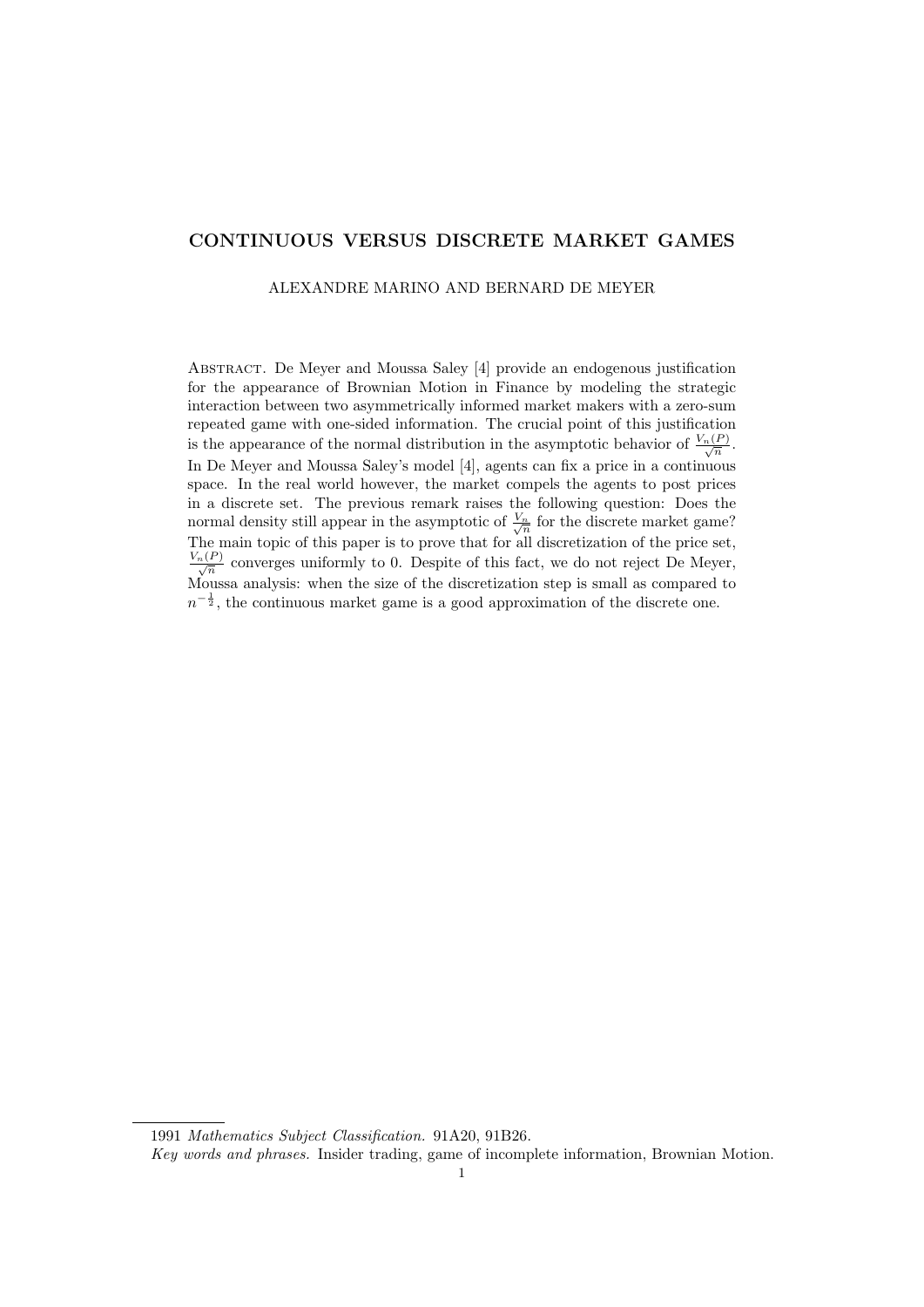# CONTINUOUS VERSUS DISCRETE MARKET GAMES

ALEXANDRE MARINO AND BERNARD DE MEYER

Abstract. De Meyer and Moussa Saley [4] provide an endogenous justification for the appearance of Brownian Motion in Finance by modeling the strategic interaction between two asymmetrically informed market makers with a zero-sum repeated game with one-sided information. The crucial point of this justification is the appearance of the normal distribution in the asymptotic behavior of $\frac{V_n(P)}{\sqrt{n}}$. In De Meyer and Moussa Saley's model [4], agents can fix a price in a continuous space. In the real world however, the market compels the agents to post prices in a discrete set. The previous remark raises the following question: Does the normal density still appear in the asymptotic of $\frac{V_n}{\sqrt{n}}$ for the discrete market game? The main topic of this paper is to prove that for all discretization of the price set, $\frac{V_n(P)}{\sqrt{n}}$ converges uniformly to 0. Despite of this fact, we do not reject De Meyer, Moussa analysis: when the size of the discretization step is small as compared to $n^{-\frac{1}{2}}$, the continuous market game is a good approximation of the discrete one.

---

1991 *Mathematics Subject Classification.* 91A20, 91B26.

*Key words and phrases.* Insider trading, game of incomplete information, Brownian Motion.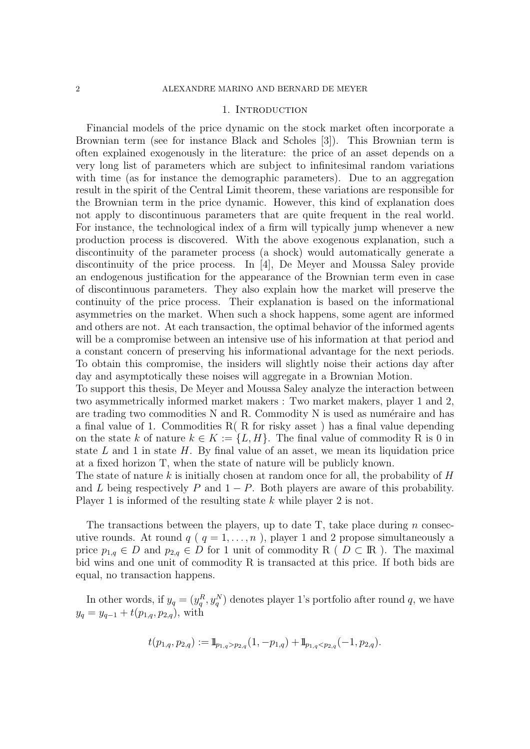## 1. Introduction

Financial models of the price dynamic on the stock market often incorporate a Brownian term (see for instance Black and Scholes [3]). This Brownian term is often explained exogenously in the literature: the price of an asset depends on a very long list of parameters which are subject to infinitesimal random variations with time (as for instance the demographic parameters). Due to an aggregation result in the spirit of the Central Limit theorem, these variations are responsible for the Brownian term in the price dynamic. However, this kind of explanation does not apply to discontinuous parameters that are quite frequent in the real world. For instance, the technological index of a firm will typically jump whenever a new production process is discovered. With the above exogenous explanation, such a discontinuity of the parameter process (a shock) would automatically generate a discontinuity of the price process. In [4], De Meyer and Moussa Saley provide an endogenous justification for the appearance of the Brownian term even in case of discontinuous parameters. They also explain how the market will preserve the continuity of the price process. Their explanation is based on the informational asymmetries on the market. When such a shock happens, some agent are informed and others are not. At each transaction, the optimal behavior of the informed agents will be a compromise between an intensive use of his information at that period and a constant concern of preserving his informational advantage for the next periods. To obtain this compromise, the insiders will slightly noise their actions day after day and asymptotically these noises will aggregate in a Brownian Motion.
To support this thesis, De Meyer and Moussa Saley analyze the interaction between two asymmetrically informed market makers : Two market makers, player 1 and 2, are trading two commodities N and R. Commodity N is used as numéraire and has a final value of 1. Commodities R( R for risky asset ) has a final value depending on the state $k$ of nature $k \in K := \{L, H\}$. The final value of commodity R is 0 in state $L$ and 1 in state $H$. By final value of an asset, we mean its liquidation price at a fixed horizon T, when the state of nature will be publicly known.
The state of nature $k$ is initially chosen at random once for all, the probability of $H$ and $L$ being respectively $P$ and $1 - P$. Both players are aware of this probability. Player 1 is informed of the resulting state $k$ while player 2 is not.

The transactions between the players, up to date T, take place during $n$ consecutive rounds. At round $q$ ( $q = 1, \ldots, n$ ), player 1 and 2 propose simultaneously a price $p_{1,q} \in D$ and $p_{2,q} \in D$ for 1 unit of commodity R ( $D \subset \mathbb{R}$ ). The maximal bid wins and one unit of commodity R is transacted at this price. If both bids are equal, no transaction happens.

In other words, if $y_q = (y_q^R, y_q^N)$ denotes player 1's portfolio after round $q$, we have $y_q = y_{q-1} + t(p_{1,q}, p_{2,q})$, with

$$t(p_{1,q}, p_{2,q}) := 1\!\!1_{p_{1,q} > p_{2,q}}(1, -p_{1,q}) + 1\!\!1_{p_{1,q} < p_{2,q}}(-1, p_{2,q}).$$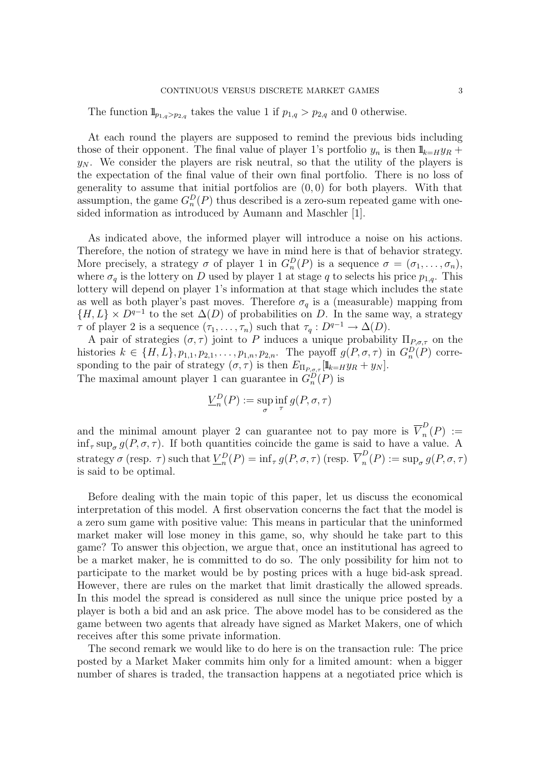The function $\mathbb{1}_{p_{1,q}>p_{2,q}}$ takes the value 1 if $p_{1,q} > p_{2,q}$ and 0 otherwise.

At each round the players are supposed to remind the previous bids including those of their opponent. The final value of player 1's portfolio $y_n$ is then $\mathbb{1}_{k=H} y_R + y_N$. We consider the players are risk neutral, so that the utility of the players is the expectation of the final value of their own final portfolio. There is no loss of generality to assume that initial portfolios are $(0, 0)$ for both players. With that assumption, the game $G_n^D(P)$ thus described is a zero-sum repeated game with one-sided information as introduced by Aumann and Maschler [1].

As indicated above, the informed player will introduce a noise on his actions. Therefore, the notion of strategy we have in mind here is that of behavior strategy. More precisely, a strategy $\sigma$ of player 1 in $G_n^D(P)$ is a sequence $\sigma = (\sigma_1, \ldots, \sigma_n)$, where $\sigma_q$ is the lottery on $D$ used by player 1 at stage $q$ to selects his price $p_{1,q}$. This lottery will depend on player 1's information at that stage which includes the state as well as both player's past moves. Therefore $\sigma_q$ is a (measurable) mapping from $\{H, L\} \times D^{q-1}$ to the set $\Delta(D)$ of probabilities on $D$. In the same way, a strategy $\tau$ of player 2 is a sequence $(\tau_1, \ldots, \tau_n)$ such that $\tau_q : D^{q-1} \to \Delta(D)$.

A pair of strategies $(\sigma, \tau)$ joint to $P$ induces a unique probability $\Pi_{P,\sigma,\tau}$ on the histories $k \in \{H, L\}, p_{1,1}, p_{2,1}, \ldots, p_{1,n}, p_{2,n}$. The payoff $g(P, \sigma, \tau)$ in $G_n^D(P)$ corresponding to the pair of strategy $(\sigma, \tau)$ is then $E_{\Pi_{P,\sigma,\tau}}[\mathbb{1}_{k=H} y_R + y_N]$.
The maximal amount player 1 can guarantee in $G_n^D(P)$ is

$$\underline{V}_n^D(P) := \sup_{\sigma} \inf_{\tau} g(P, \sigma, \tau)$$

and the minimal amount player 2 can guarantee not to pay more is $\overline{V}_n^D(P) := \inf_\tau \sup_\sigma g(P, \sigma, \tau)$. If both quantities coincide the game is said to have a value. A strategy $\sigma$ (resp. $\tau$) such that $\underline{V}_n^D(P) = \inf_\tau g(P, \sigma, \tau)$ (resp. $\overline{V}_n^D(P) := \sup_\sigma g(P, \sigma, \tau)$ is said to be optimal.

Before dealing with the main topic of this paper, let us discuss the economical interpretation of this model. A first observation concerns the fact that the model is a zero sum game with positive value: This means in particular that the uninformed market maker will lose money in this game, so, why should he take part to this game? To answer this objection, we argue that, once an institutional has agreed to be a market maker, he is committed to do so. The only possibility for him not to participate to the market would be by posting prices with a huge bid-ask spread. However, there are rules on the market that limit drastically the allowed spreads. In this model the spread is considered as null since the unique price posted by a player is both a bid and an ask price. The above model has to be considered as the game between two agents that already have signed as Market Makers, one of which receives after this some private information.

The second remark we would like to do here is on the transaction rule: The price posted by a Market Maker commits him only for a limited amount: when a bigger number of shares is traded, the transaction happens at a negotiated price which is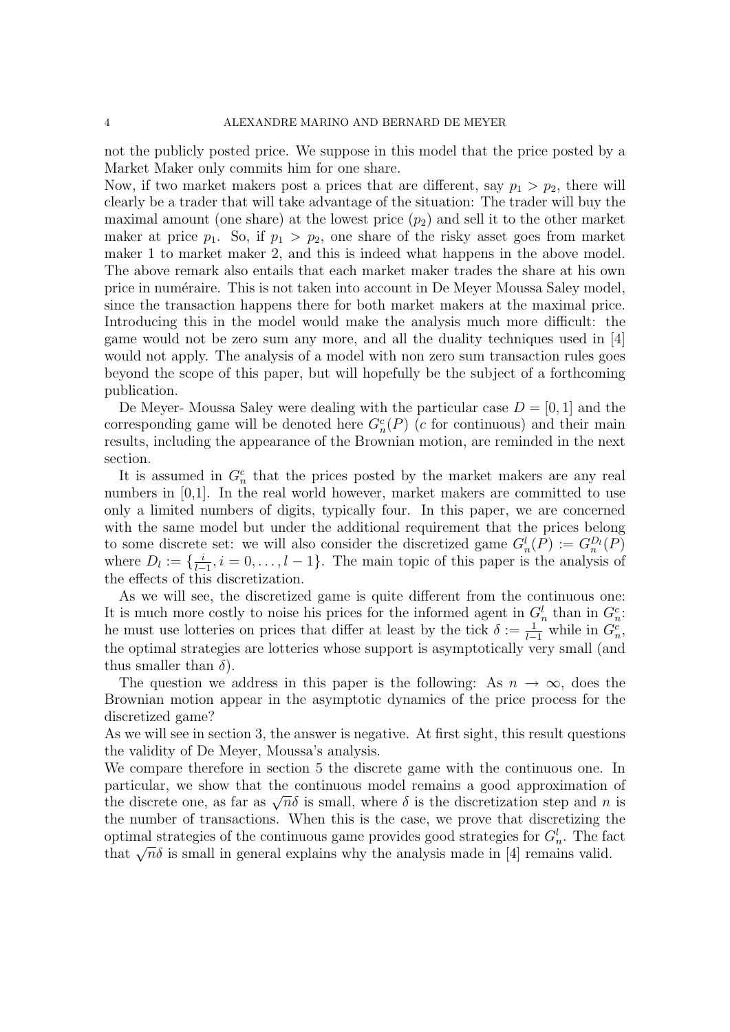not the publicly posted price. We suppose in this model that the price posted by a Market Maker only commits him for one share.

Now, if two market makers post a prices that are different, say $p_1 > p_2$, there will clearly be a trader that will take advantage of the situation: The trader will buy the maximal amount (one share) at the lowest price ($p_2$) and sell it to the other market maker at price $p_1$. So, if $p_1 > p_2$, one share of the risky asset goes from market maker 1 to market maker 2, and this is indeed what happens in the above model. The above remark also entails that each market maker trades the share at his own price in numéraire. This is not taken into account in De Meyer Moussa Saley model, since the transaction happens there for both market makers at the maximal price. Introducing this in the model would make the analysis much more difficult: the game would not be zero sum any more, and all the duality techniques used in [4] would not apply. The analysis of a model with non zero sum transaction rules goes beyond the scope of this paper, but will hopefully be the subject of a forthcoming publication.

De Meyer- Moussa Saley were dealing with the particular case $D = [0, 1]$ and the corresponding game will be denoted here $G^c_n(P)$ ($c$ for continuous) and their main results, including the appearance of the Brownian motion, are reminded in the next section.

It is assumed in $G^c_n$ that the prices posted by the market makers are any real numbers in [0,1]. In the real world however, market makers are committed to use only a limited numbers of digits, typically four. In this paper, we are concerned with the same model but under the additional requirement that the prices belong to some discrete set: we will also consider the discretized game $G^l_n(P) := G^{D_l}_n(P)$ where $D_l := \{\frac{i}{l-1}, i = 0, \ldots, l-1\}$. The main topic of this paper is the analysis of the effects of this discretization.

As we will see, the discretized game is quite different from the continuous one: It is much more costly to noise his prices for the informed agent in $G^l_n$ than in $G^c_n$: he must use lotteries on prices that differ at least by the tick $\delta := \frac{1}{l-1}$ while in $G^c_n$, the optimal strategies are lotteries whose support is asymptotically very small (and thus smaller than $\delta$).

The question we address in this paper is the following: As $n \to \infty$, does the Brownian motion appear in the asymptotic dynamics of the price process for the discretized game?

As we will see in section 3, the answer is negative. At first sight, this result questions the validity of De Meyer, Moussa's analysis.

We compare therefore in section 5 the discrete game with the continuous one. In particular, we show that the continuous model remains a good approximation of the discrete one, as far as $\sqrt{n}\delta$ is small, where $\delta$ is the discretization step and $n$ is the number of transactions. When this is the case, we prove that discretizing the optimal strategies of the continuous game provides good strategies for $G^l_n$. The fact that $\sqrt{n}\delta$ is small in general explains why the analysis made in [4] remains valid.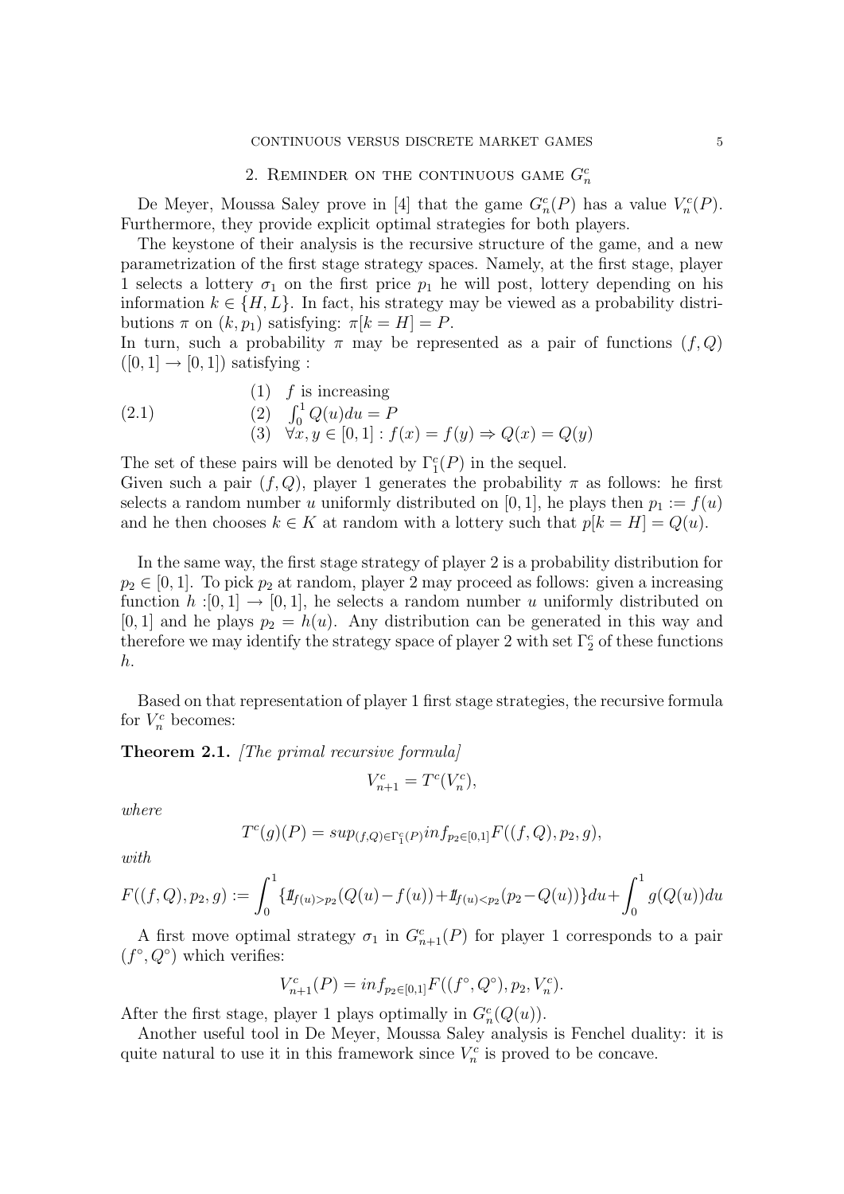## 2. Reminder on the continuous game $G_n^c$

De Meyer, Moussa Saley prove in [4] that the game $G_n^c(P)$ has a value $V_n^c(P)$. Furthermore, they provide explicit optimal strategies for both players.

The keystone of their analysis is the recursive structure of the game, and a new parametrization of the first stage strategy spaces. Namely, at the first stage, player 1 selects a lottery $\sigma_1$ on the first price $p_1$ he will post, lottery depending on his information $k \in \{H, L\}$. In fact, his strategy may be viewed as a probability distributions $\pi$ on $(k, p_1)$ satisfying: $\pi[k = H] = P$.
In turn, such a probability $\pi$ may be represented as a pair of functions $(f, Q)$ $([0,1] \to [0,1])$ satisfying :

$$
(2.1) \qquad \begin{array}{ll} (1) & f \text{ is increasing} \\ (2) & \int_0^1 Q(u)du = P \\ (3) & \forall x, y \in [0,1] : f(x) = f(y) \Rightarrow Q(x) = Q(y) \end{array}
$$

The set of these pairs will be denoted by $\Gamma_1^c(P)$ in the sequel.
Given such a pair $(f, Q)$, player 1 generates the probability $\pi$ as follows: he first selects a random number $u$ uniformly distributed on $[0,1]$, he plays then $p_1 := f(u)$ and he then chooses $k \in K$ at random with a lottery such that $p[k = H] = Q(u)$.

In the same way, the first stage strategy of player 2 is a probability distribution for $p_2 \in [0,1]$. To pick $p_2$ at random, player 2 may proceed as follows: given a increasing function $h : [0,1] \to [0,1]$, he selects a random number $u$ uniformly distributed on $[0,1]$ and he plays $p_2 = h(u)$. Any distribution can be generated in this way and therefore we may identify the strategy space of player 2 with set $\Gamma_2^c$ of these functions $h$.

Based on that representation of player 1 first stage strategies, the recursive formula for $V_n^c$ becomes:

**Theorem 2.1.** *[The primal recursive formula]*

$$
V_{n+1}^c = T^c(V_n^c),
$$

*where*

$$
T^c(g)(P) = sup_{(f,Q) \in \Gamma_1^c(P)} inf_{p_2 \in [0,1]} F((f,Q), p_2, g),
$$

*with*

$$
F((f,Q), p_2, g) := \int_0^1 \{1\!\!1_{f(u) > p_2}(Q(u) - f(u)) + 1\!\!1_{f(u) < p_2}(p_2 - Q(u))\} du + \int_0^1 g(Q(u)) du
$$

A first move optimal strategy $\sigma_1$ in $G_{n+1}^c(P)$ for player 1 corresponds to a pair $(f^\circ, Q^\circ)$ which verifies:

$$
V_{n+1}^c(P) = inf_{p_2 \in [0,1]} F((f^\circ, Q^\circ), p_2, V_n^c).
$$

After the first stage, player 1 plays optimally in $G_n^c(Q(u))$.

Another useful tool in De Meyer, Moussa Saley analysis is Fenchel duality: it is quite natural to use it in this framework since $V_n^c$ is proved to be concave.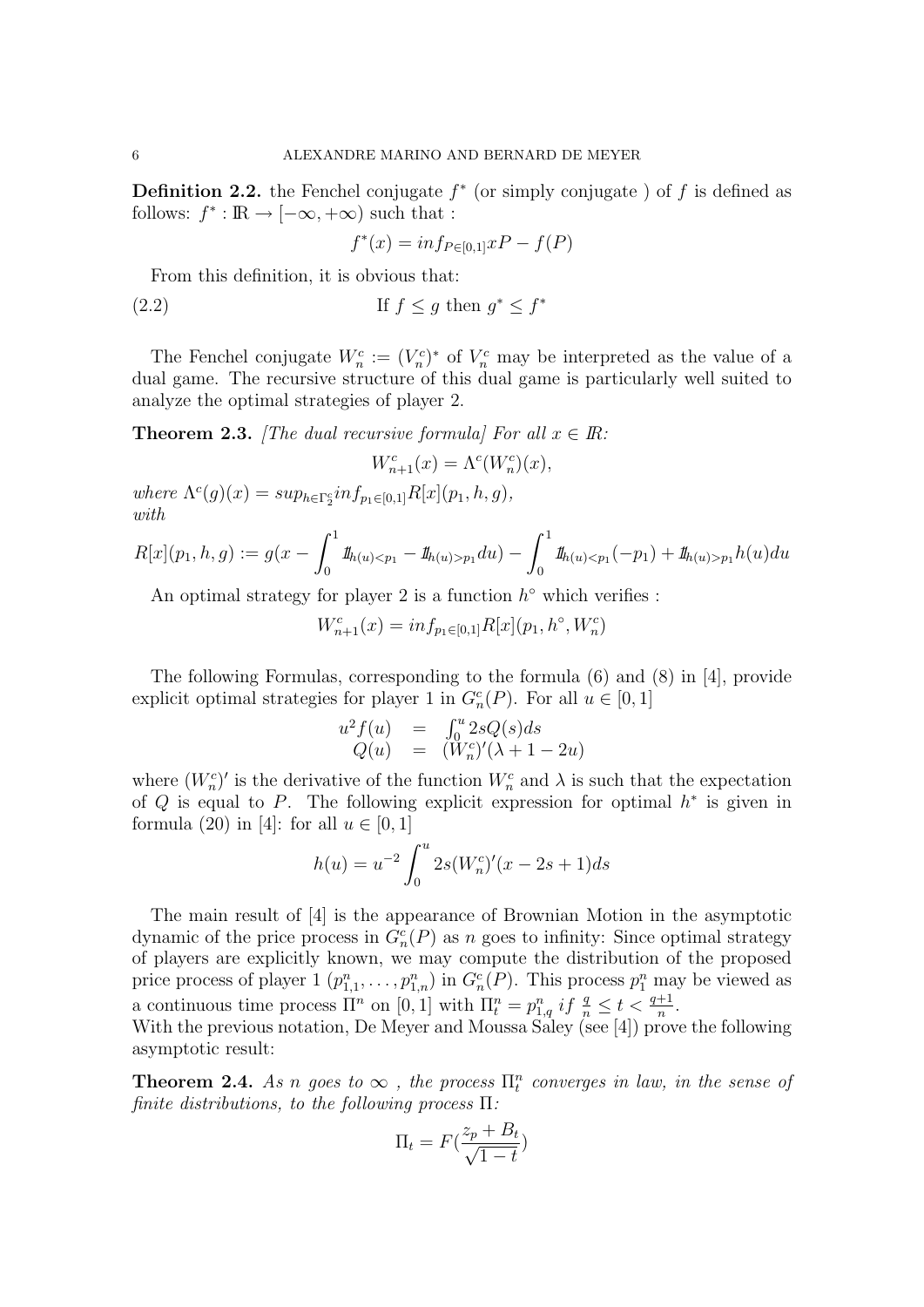**Definition 2.2.** the Fenchel conjugate $f^*$ (or simply conjugate ) of $f$ is defined as follows: $f^* : \mathbb{R} \to [-\infty, +\infty)$ such that :

$$f^*(x) = inf_{P\in[0,1]} xP - f(P)$$

From this definition, it is obvious that:

$$\text{If } f \leq g \text{ then } g^* \leq f^* \tag{2.2}$$

The Fenchel conjugate $W_n^c := (V_n^c)^*$ of $V_n^c$ may be interpreted as the value of a dual game. The recursive structure of this dual game is particularly well suited to analyze the optimal strategies of player 2.

**Theorem 2.3.** *[The dual recursive formula] For all $x \in \mathbb{R}$:*

$$W_{n+1}^c(x) = \Lambda^c(W_n^c)(x),$$

*where $\Lambda^c(g)(x) = sup_{h\in\Gamma_2^c} inf_{p_1\in[0,1]} R[x](p_1, h, g)$, with*

$$R[x](p_1, h, g) := g(x - \int_0^1 1\!\!1_{h(u)<p_1} - 1\!\!1_{h(u)>p_1} du) - \int_0^1 1\!\!1_{h(u)<p_1}(-p_1) + 1\!\!1_{h(u)>p_1} h(u) du$$

An optimal strategy for player 2 is a function $h^\circ$ which verifies :

$$W_{n+1}^c(x) = inf_{p_1\in[0,1]} R[x](p_1, h^\circ, W_n^c)$$

The following Formulas, corresponding to the formula (6) and (8) in [4], provide explicit optimal strategies for player 1 in $G_n^c(P)$. For all $u \in [0,1]$

$$\begin{array}{rcl} u^2 f(u) & = & \int_0^u 2sQ(s)ds \\ Q(u) & = & (W_n^c)'(\lambda + 1 - 2u) \end{array}$$

where $(W_n^c)'$ is the derivative of the function $W_n^c$ and $\lambda$ is such that the expectation of $Q$ is equal to $P$. The following explicit expression for optimal $h^*$ is given in formula (20) in [4]: for all $u \in [0,1]$

$$h(u) = u^{-2} \int_0^u 2s(W_n^c)'(x - 2s + 1)ds$$

The main result of [4] is the appearance of Brownian Motion in the asymptotic dynamic of the price process in $G_n^c(P)$ as $n$ goes to infinity: Since optimal strategy of players are explicitly known, we may compute the distribution of the proposed price process of player 1 $(p_{1,1}^n, \ldots, p_{1,n}^n)$ in $G_n^c(P)$. This process $p_1^n$ may be viewed as a continuous time process $\Pi^n$ on $[0,1]$ with $\Pi_t^n = p_{1,q}^n$ $if$ $\frac{q}{n} \leq t < \frac{q+1}{n}$.
With the previous notation, De Meyer and Moussa Saley (see [4]) prove the following asymptotic result:

**Theorem 2.4.** *As $n$ goes to $\infty$ , the process $\Pi_t^n$ converges in law, in the sense of finite distributions, to the following process $\Pi$:*

$$\Pi_t = F(\frac{z_p + B_t}{\sqrt{1-t}})$$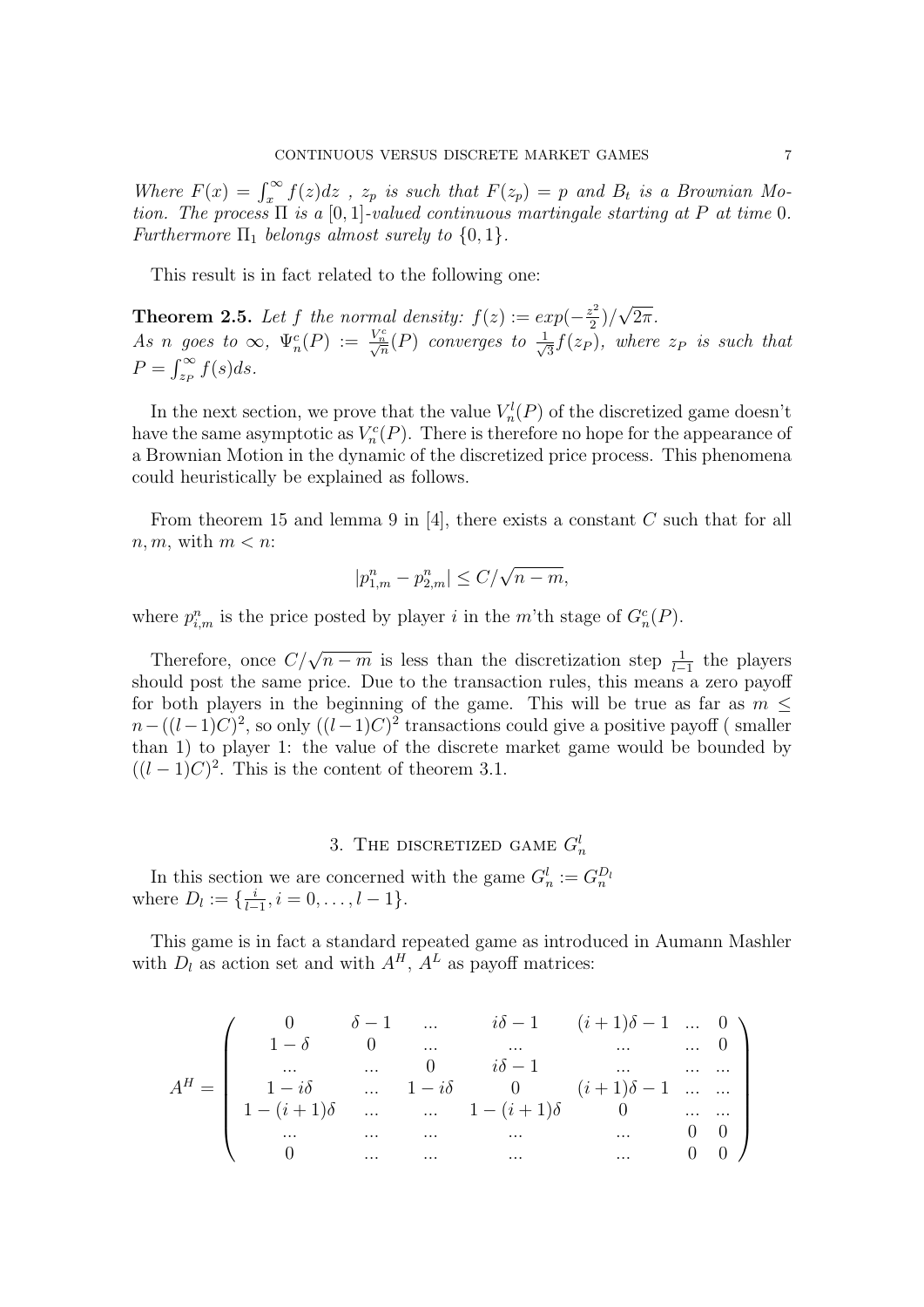*Where $F(x) = \int_x^\infty f(z)dz$ , $z_p$ is such that $F(z_p) = p$ and $B_t$ is a Brownian Motion. The process $\Pi$ is a $[0,1]$-valued continuous martingale starting at $P$ at time 0. Furthermore $\Pi_1$ belongs almost surely to $\{0,1\}$.*

This result is in fact related to the following one:

**Theorem 2.5.** *Let $f$ the normal density: $f(z) := exp(-\frac{z^2}{2})/\sqrt{2\pi}$. As $n$ goes to $\infty$, $\Psi_n^c(P) := \frac{V_n^c}{\sqrt{n}}(P)$ converges to $\frac{1}{\sqrt{3}}f(z_P)$, where $z_P$ is such that $P = \int_{z_P}^\infty f(s)ds$.*

In the next section, we prove that the value $V_n^l(P)$ of the discretized game doesn't have the same asymptotic as $V_n^c(P)$. There is therefore no hope for the appearance of a Brownian Motion in the dynamic of the discretized price process. This phenomena could heuristically be explained as follows.

From theorem 15 and lemma 9 in [4], there exists a constant $C$ such that for all $n, m$, with $m < n$:

$$|p_{1,m}^n - p_{2,m}^n| \leq C/\sqrt{n-m},$$

where $p_{i,m}^n$ is the price posted by player $i$ in the $m$'th stage of $G_n^c(P)$.

Therefore, once $C/\sqrt{n-m}$ is less than the discretization step $\frac{1}{l-1}$ the players should post the same price. Due to the transaction rules, this means a zero payoff for both players in the beginning of the game. This will be true as far as $m \leq n - ((l-1)C)^2$, so only $((l-1)C)^2$ transactions could give a positive payoff ( smaller than 1) to player 1: the value of the discrete market game would be bounded by $((l-1)C)^2$. This is the content of theorem 3.1.

## 3. The discretized game $G_n^l$

In this section we are concerned with the game $G_n^l := G_n^{D_l}$ where $D_l := \{\frac{i}{l-1}, i = 0, \ldots, l-1\}$.

This game is in fact a standard repeated game as introduced in Aumann Mashler with $D_l$ as action set and with $A^H$, $A^L$ as payoff matrices:

$$A^H = \begin{pmatrix} 0 & \delta - 1 & \ldots & i\delta - 1 & (i+1)\delta - 1 & \ldots & 0 \\ 1 - \delta & 0 & \ldots & \ldots & \ldots & \ldots & 0 \\ \ldots & \ldots & 0 & i\delta - 1 & \ldots & \ldots & \ldots \\ 1 - i\delta & \ldots & 1 - i\delta & 0 & (i+1)\delta - 1 & \ldots & \ldots \\ 1 - (i+1)\delta & \ldots & \ldots & 1 - (i+1)\delta & 0 & \ldots & \ldots \\ \ldots & \ldots & \ldots & \ldots & \ldots & 0 & 0 \\ 0 & \ldots & \ldots & \ldots & \ldots & 0 & 0 \end{pmatrix}$$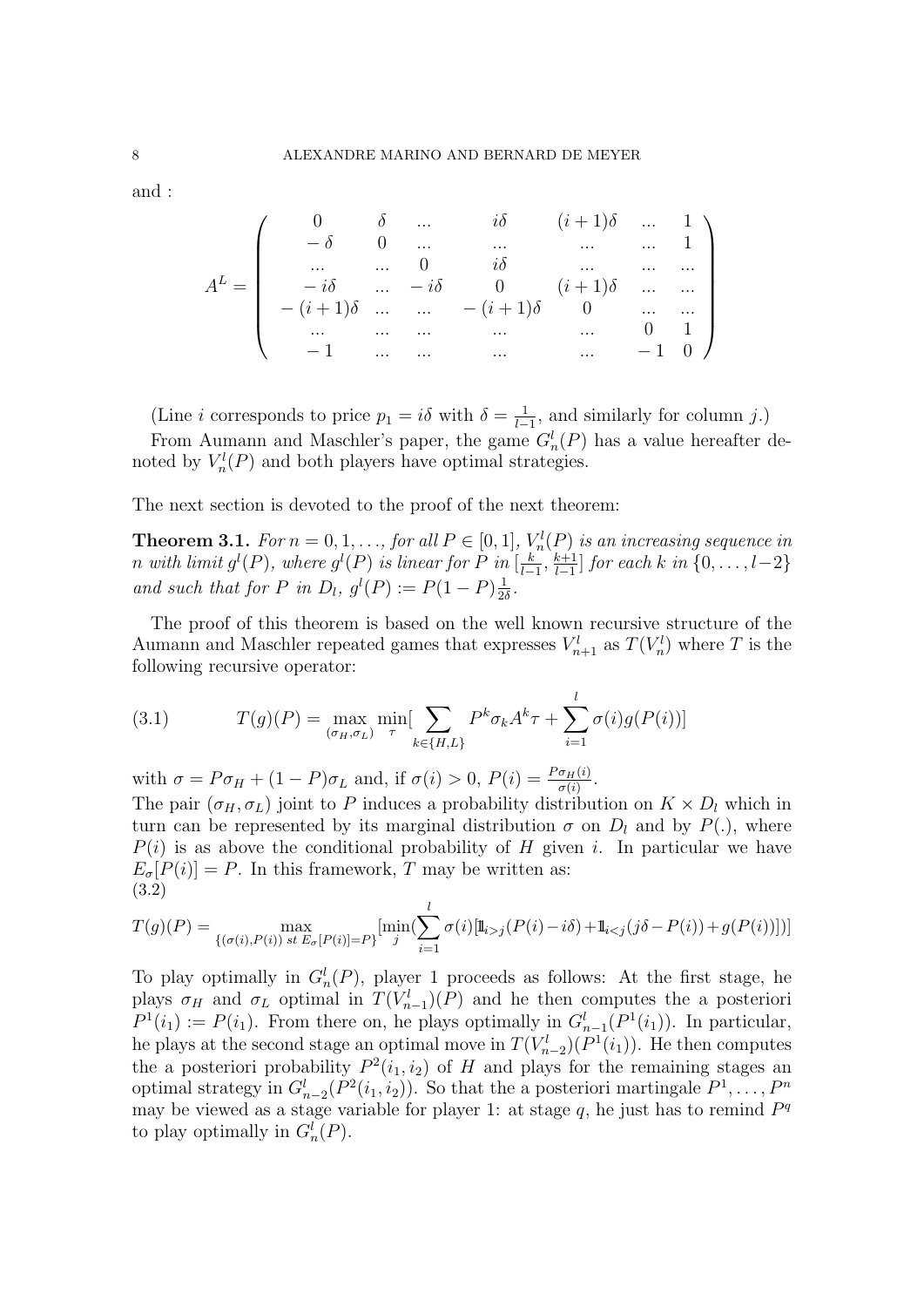and :

$$
A^L = \begin{pmatrix}
0 & \delta & ... & i\delta & (i+1)\delta & ... & 1 \\
-\delta & 0 & ... & ... & ... & ... & 1 \\
... & ... & 0 & i\delta & ... & ... & ... \\
-i\delta & ... & -i\delta & 0 & (i+1)\delta & ... & ... \\
-(i+1)\delta & ... & ... & -(i+1)\delta & 0 & ... & ... \\
... & ... & ... & ... & ... & 0 & 1 \\
-1 & ... & ... & ... & ... & -1 & 0
\end{pmatrix}
$$

(Line $i$ corresponds to price $p_1 = i\delta$ with $\delta = \frac{1}{l-1}$, and similarly for column $j$.)

From Aumann and Maschler's paper, the game $G_n^l(P)$ has a value hereafter denoted by $V_n^l(P)$ and both players have optimal strategies.

The next section is devoted to the proof of the next theorem:

**Theorem 3.1.** *For $n = 0, 1, \ldots$, for all $P \in [0,1]$, $V_n^l(P)$ is an increasing sequence in $n$ with limit $g^l(P)$, where $g^l(P)$ is linear for $P$ in $[\frac{k}{l-1}, \frac{k+1}{l-1}]$ for each $k$ in $\{0, \ldots, l-2\}$ and such that for $P$ in $D_l$, $g^l(P) := P(1-P)\frac{1}{2\delta}$.*

The proof of this theorem is based on the well known recursive structure of the Aumann and Maschler repeated games that expresses $V_{n+1}^l$ as $T(V_n^l)$ where $T$ is the following recursive operator:

$$
T(g)(P) = \max_{(\sigma_H, \sigma_L)} \min_{\tau} [\sum_{k \in \{H,L\}} P^k \sigma_k A^k \tau + \sum_{i=1}^{l} \sigma(i) g(P(i))] \tag{3.1}
$$

with $\sigma = P\sigma_H + (1-P)\sigma_L$ and, if $\sigma(i) > 0$, $P(i) = \frac{P\sigma_H(i)}{\sigma(i)}$.

The pair $(\sigma_H, \sigma_L)$ joint to $P$ induces a probability distribution on $K \times D_l$ which in turn can be represented by its marginal distribution $\sigma$ on $D_l$ and by $P(.)$, where $P(i)$ is as above the conditional probability of $H$ given $i$. In particular we have $E_\sigma[P(i)] = P$. In this framework, $T$ may be written as:

$$
T(g)(P) = \max_{\{(\sigma(i), P(i)) \text{ st } E_\sigma[P(i)] = P\}} [\min_j (\sum_{i=1}^{l} \sigma(i)[\mathbb{1}_{i>j}(P(i) - i\delta) + \mathbb{1}_{i<j}(j\delta - P(i)) + g(P(i))])] \tag{3.2}
$$

To play optimally in $G_n^l(P)$, player 1 proceeds as follows: At the first stage, he plays $\sigma_H$ and $\sigma_L$ optimal in $T(V_{n-1}^l)(P)$ and he then computes the a posteriori $P^1(i_1) := P(i_1)$. From there on, he plays optimally in $G_{n-1}^l(P^1(i_1))$. In particular, he plays at the second stage an optimal move in $T(V_{n-2}^l)(P^1(i_1))$. He then computes the a posteriori probability $P^2(i_1, i_2)$ of $H$ and plays for the remaining stages an optimal strategy in $G_{n-2}^l(P^2(i_1, i_2))$. So that the a posteriori martingale $P^1, \ldots, P^n$ may be viewed as a stage variable for player 1: at stage $q$, he just has to remind $P^q$ to play optimally in $G_n^l(P)$.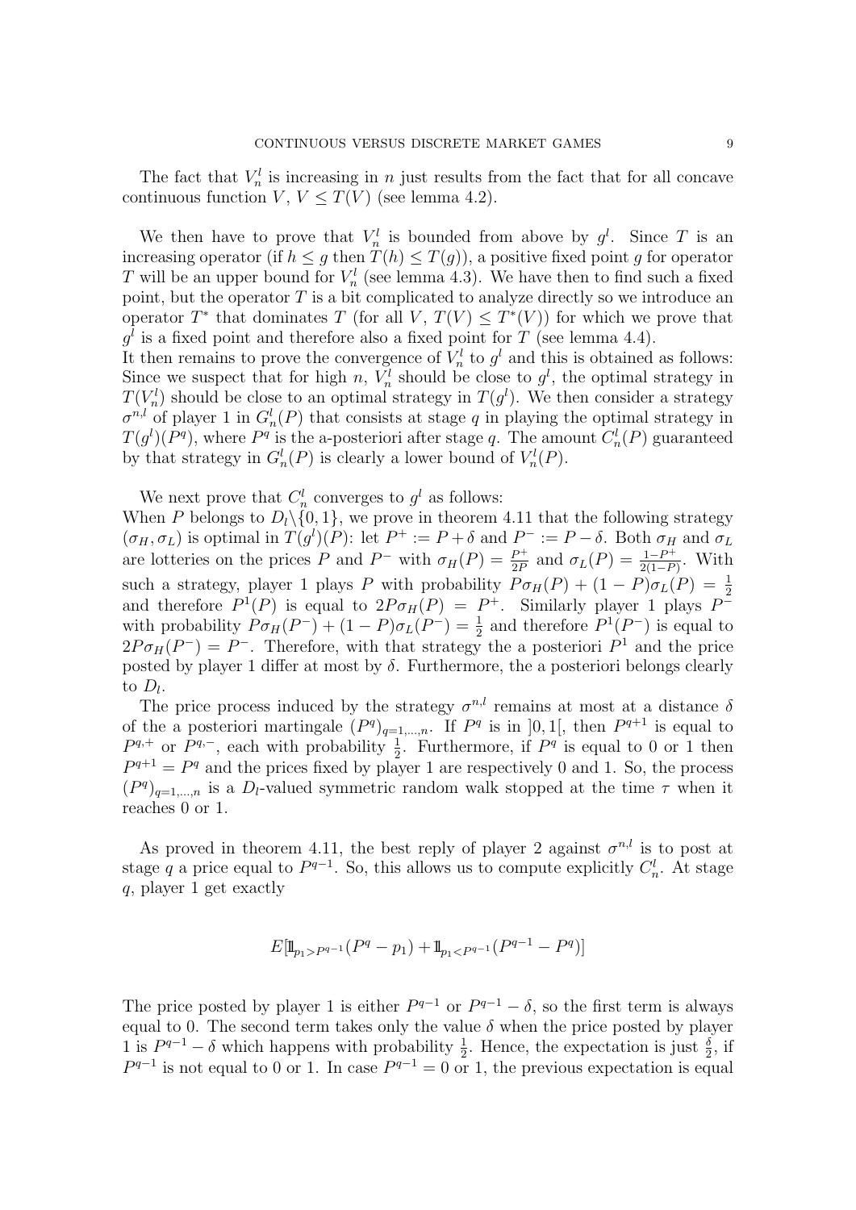The fact that $V_n^l$ is increasing in $n$ just results from the fact that for all concave continuous function $V$, $V \leq T(V)$ (see lemma 4.2).

We then have to prove that $V_n^l$ is bounded from above by $g^l$. Since $T$ is an increasing operator (if $h \leq g$ then $T(h) \leq T(g)$), a positive fixed point $g$ for operator $T$ will be an upper bound for $V_n^l$ (see lemma 4.3). We have then to find such a fixed point, but the operator $T$ is a bit complicated to analyze directly so we introduce an operator $T^*$ that dominates $T$ (for all $V$, $T(V) \leq T^*(V)$) for which we prove that $g^l$ is a fixed point and therefore also a fixed point for $T$ (see lemma 4.4).
It then remains to prove the convergence of $V_n^l$ to $g^l$ and this is obtained as follows: Since we suspect that for high $n$, $V_n^l$ should be close to $g^l$, the optimal strategy in $T(V_n^l)$ should be close to an optimal strategy in $T(g^l)$. We then consider a strategy $\sigma^{n,l}$ of player 1 in $G_n^l(P)$ that consists at stage $q$ in playing the optimal strategy in $T(g^l)(P^q)$, where $P^q$ is the a-posteriori after stage $q$. The amount $C_n^l(P)$ guaranteed by that strategy in $G_n^l(P)$ is clearly a lower bound of $V_n^l(P)$.

We next prove that $C_n^l$ converges to $g^l$ as follows:
When $P$ belongs to $D_l \backslash \{0, 1\}$, we prove in theorem 4.11 that the following strategy $(\sigma_H, \sigma_L)$ is optimal in $T(g^l)(P)$: let $P^+ := P + \delta$ and $P^- := P - \delta$. Both $\sigma_H$ and $\sigma_L$ are lotteries on the prices $P$ and $P^-$ with $\sigma_H(P) = \frac{P^+}{2P}$ and $\sigma_L(P) = \frac{1-P^+}{2(1-P)}$. With such a strategy, player 1 plays $P$ with probability $P\sigma_H(P) + (1-P)\sigma_L(P) = \frac{1}{2}$ and therefore $P^1(P)$ is equal to $2P\sigma_H(P) = P^+$. Similarly player 1 plays $P^-$ with probability $P\sigma_H(P^-) + (1-P)\sigma_L(P^-) = \frac{1}{2}$ and therefore $P^1(P^-)$ is equal to $2P\sigma_H(P^-) = P^-$. Therefore, with that strategy the a posteriori $P^1$ and the price posted by player 1 differ at most by $\delta$. Furthermore, the a posteriori belongs clearly to $D_l$.

The price process induced by the strategy $\sigma^{n,l}$ remains at most at a distance $\delta$ of the a posteriori martingale $(P^q)_{q=1,\ldots,n}$. If $P^q$ is in $]0, 1[$, then $P^{q+1}$ is equal to $P^{q,+}$ or $P^{q,-}$, each with probability $\frac{1}{2}$. Furthermore, if $P^q$ is equal to 0 or 1 then $P^{q+1} = P^q$ and the prices fixed by player 1 are respectively 0 and 1. So, the process $(P^q)_{q=1,\ldots,n}$ is a $D_l$-valued symmetric random walk stopped at the time $\tau$ when it reaches 0 or 1.

As proved in theorem 4.11, the best reply of player 2 against $\sigma^{n,l}$ is to post at stage $q$ a price equal to $P^{q-1}$. So, this allows us to compute explicitly $C_n^l$. At stage $q$, player 1 get exactly

$$E[\mathbb{1}_{p_1 > P^{q-1}}(P^q - p_1) + \mathbb{1}_{p_1 < P^{q-1}}(P^{q-1} - P^q)]$$

The price posted by player 1 is either $P^{q-1}$ or $P^{q-1} - \delta$, so the first term is always equal to 0. The second term takes only the value $\delta$ when the price posted by player 1 is $P^{q-1} - \delta$ which happens with probability $\frac{1}{2}$. Hence, the expectation is just $\frac{\delta}{2}$, if $P^{q-1}$ is not equal to 0 or 1. In case $P^{q-1} = 0$ or 1, the previous expectation is equal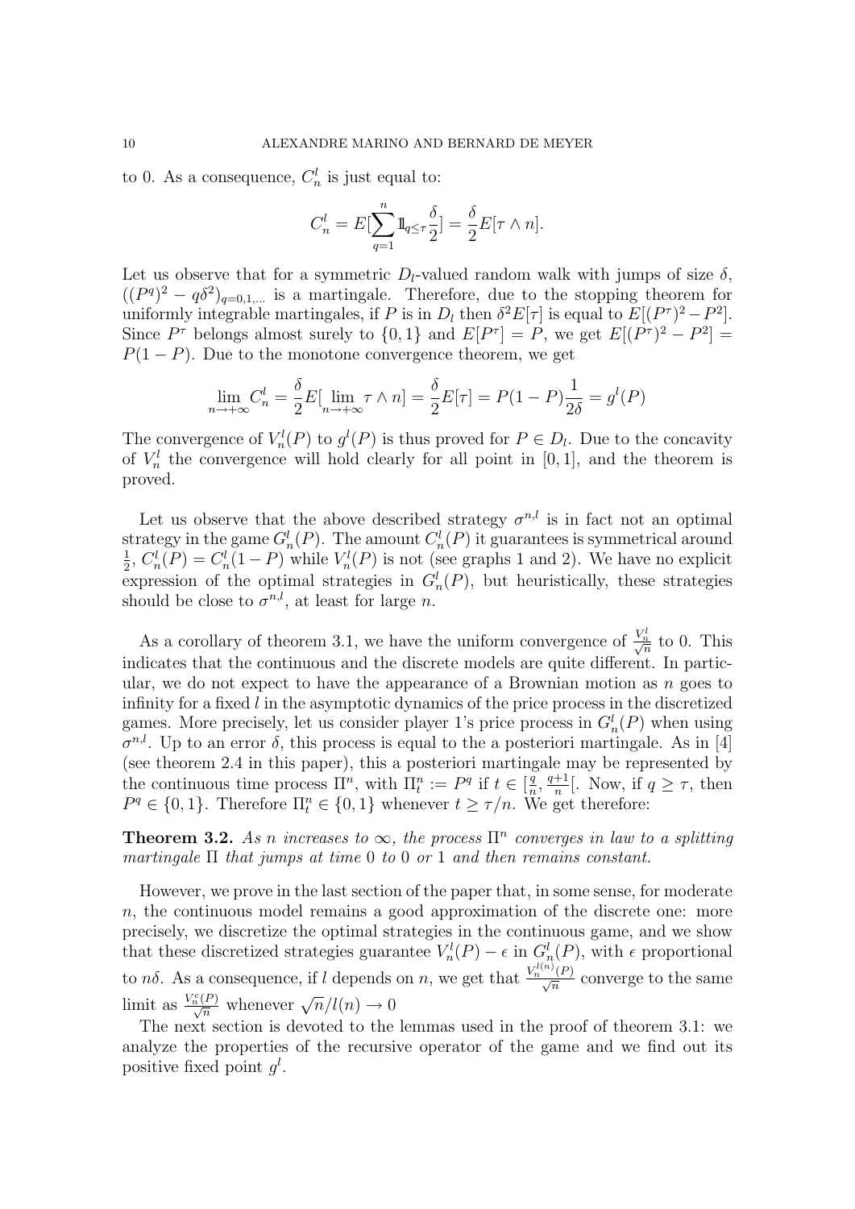to 0. As a consequence, $C_n^l$ is just equal to:

$$C_n^l = E[\sum_{q=1}^{n} 1\!\!1_{q \leq \tau} \frac{\delta}{2}] = \frac{\delta}{2} E[\tau \wedge n].$$

Let us observe that for a symmetric $D_l$-valued random walk with jumps of size $\delta$, $((P^q)^2 - q\delta^2)_{q=0,1,\dots}$ is a martingale. Therefore, due to the stopping theorem for uniformly integrable martingales, if $P$ is in $D_l$ then $\delta^2 E[\tau]$ is equal to $E[(P^\tau)^2 - P^2]$. Since $P^\tau$ belongs almost surely to $\{0, 1\}$ and $E[P^\tau] = P$, we get $E[(P^\tau)^2 - P^2] = P(1 - P)$. Due to the monotone convergence theorem, we get

$$\lim_{n \to +\infty} C_n^l = \frac{\delta}{2} E[\lim_{n \to +\infty} \tau \wedge n] = \frac{\delta}{2} E[\tau] = P(1-P)\frac{1}{2\delta} = g^l(P)$$

The convergence of $V_n^l(P)$ to $g^l(P)$ is thus proved for $P \in D_l$. Due to the concavity of $V_n^l$ the convergence will hold clearly for all point in $[0, 1]$, and the theorem is proved.

Let us observe that the above described strategy $\sigma^{n,l}$ is in fact not an optimal strategy in the game $G_n^l(P)$. The amount $C_n^l(P)$ it guarantees is symmetrical around $\frac{1}{2}$, $C_n^l(P) = C_n^l(1 - P)$ while $V_n^l(P)$ is not (see graphs 1 and 2). We have no explicit expression of the optimal strategies in $G_n^l(P)$, but heuristically, these strategies should be close to $\sigma^{n,l}$, at least for large $n$.

As a corollary of theorem 3.1, we have the uniform convergence of $\frac{V_n^l}{\sqrt{n}}$ to 0. This indicates that the continuous and the discrete models are quite different. In particular, we do not expect to have the appearance of a Brownian motion as $n$ goes to infinity for a fixed $l$ in the asymptotic dynamics of the price process in the discretized games. More precisely, let us consider player 1's price process in $G_n^l(P)$ when using $\sigma^{n,l}$. Up to an error $\delta$, this process is equal to the a posteriori martingale. As in [4] (see theorem 2.4 in this paper), this a posteriori martingale may be represented by the continuous time process $\Pi^n$, with $\Pi_t^n := P^q$ if $t \in [\frac{q}{n}, \frac{q+1}{n}[$. Now, if $q \geq \tau$, then $P^q \in \{0, 1\}$. Therefore $\Pi_t^n \in \{0, 1\}$ whenever $t \geq \tau/n$. We get therefore:

**Theorem 3.2.** *As $n$ increases to $\infty$, the process $\Pi^n$ converges in law to a splitting martingale $\Pi$ that jumps at time 0 to 0 or 1 and then remains constant.*

However, we prove in the last section of the paper that, in some sense, for moderate $n$, the continuous model remains a good approximation of the discrete one: more precisely, we discretize the optimal strategies in the continuous game, and we show that these discretized strategies guarantee $V_n^l(P) - \epsilon$ in $G_n^l(P)$, with $\epsilon$ proportional to $n\delta$. As a consequence, if $l$ depends on $n$, we get that $\frac{V_n^{l(n)}(P)}{\sqrt{n}}$ converge to the same limit as $\frac{V_n^c(P)}{\sqrt{n}}$ whenever $\sqrt{n}/l(n) \to 0$

The next section is devoted to the lemmas used in the proof of theorem 3.1: we analyze the properties of the recursive operator of the game and we find out its positive fixed point $g^l$.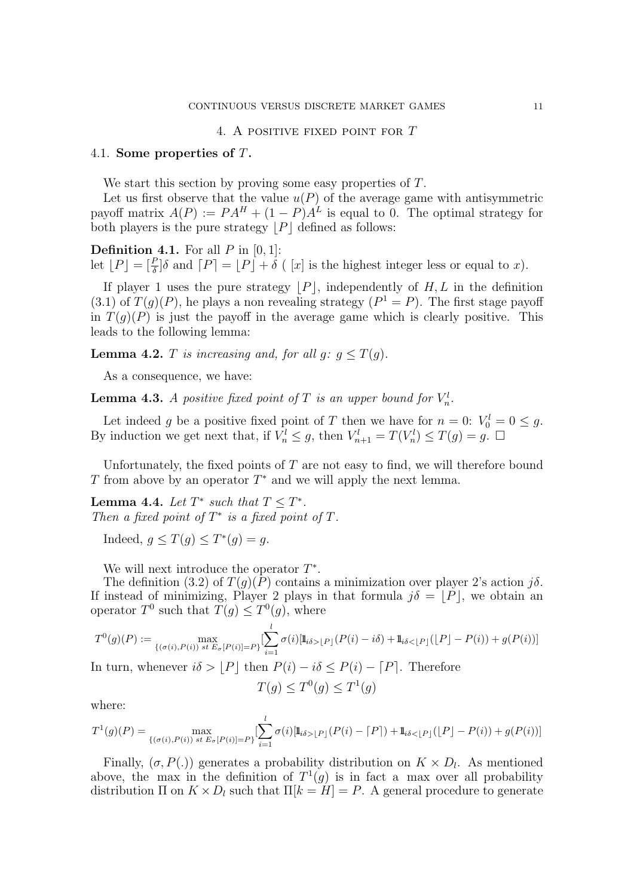## 4. A positive fixed point for $T$

### 4.1. **Some properties of $T$.**

We start this section by proving some easy properties of $T$.

Let us first observe that the value $u(P)$ of the average game with antisymmetric payoff matrix $A(P) := PA^H + (1-P)A^L$ is equal to 0. The optimal strategy for both players is the pure strategy $\lfloor P \rfloor$ defined as follows:

**Definition 4.1.** For all $P$ in $[0,1]$:
let $\lfloor P \rfloor = [\frac{P}{\delta}]\delta$ and $\lceil P \rceil = \lfloor P \rfloor + \delta$ ( $[x]$ is the highest integer less or equal to $x$).

If player 1 uses the pure strategy $\lfloor P \rfloor$, independently of $H, L$ in the definition (3.1) of $T(g)(P)$, he plays a non revealing strategy ($P^1 = P$). The first stage payoff in $T(g)(P)$ is just the payoff in the average game which is clearly positive. This leads to the following lemma:

**Lemma 4.2.** *$T$ is increasing and, for all $g$: $g \leq T(g)$.*

As a consequence, we have:

**Lemma 4.3.** *A positive fixed point of $T$ is an upper bound for $V_n^l$.*

Let indeed $g$ be a positive fixed point of $T$ then we have for $n = 0$: $V_0^l = 0 \leq g$. By induction we get next that, if $V_n^l \leq g$, then $V_{n+1}^l = T(V_n^l) \leq T(g) = g$. $\Box$

Unfortunately, the fixed points of $T$ are not easy to find, we will therefore bound $T$ from above by an operator $T^*$ and we will apply the next lemma.

**Lemma 4.4.** *Let $T^*$ such that $T \leq T^*$.*
*Then a fixed point of $T^*$ is a fixed point of $T$.*

Indeed, $g \leq T(g) \leq T^*(g) = g$.

We will next introduce the operator $T^*$.

The definition (3.2) of $T(g)(P)$ contains a minimization over player 2's action $j\delta$. If instead of minimizing, Player 2 plays in that formula $j\delta = \lfloor P \rfloor$, we obtain an operator $T^0$ such that $T(g) \leq T^0(g)$, where

$$T^0(g)(P) := \max_{\{(\sigma(i),P(i)) \ st \ E_\sigma[P(i)]=P\}} [\sum_{i=1}^{l} \sigma(i)[1\!\!1_{i\delta > \lfloor P \rfloor}(P(i) - i\delta) + 1\!\!1_{i\delta < \lfloor P \rfloor}(\lfloor P \rfloor - P(i)) + g(P(i))]$$

In turn, whenever $i\delta > \lfloor P \rfloor$ then $P(i) - i\delta \leq P(i) - \lceil P \rceil$. Therefore

$$T(g) \leq T^0(g) \leq T^1(g)$$

where:

$$T^1(g)(P) = \max_{\{(\sigma(i),P(i)) \ st \ E_\sigma[P(i)]=P\}} [\sum_{i=1}^{l} \sigma(i)[1\!\!1_{i\delta > \lfloor P \rfloor}(P(i) - \lceil P \rceil) + 1\!\!1_{i\delta < \lfloor P \rfloor}(\lfloor P \rfloor - P(i)) + g(P(i))]$$

Finally, $(\sigma, P(.))$ generates a probability distribution on $K \times D_l$. As mentioned above, the max in the definition of $T^1(g)$ is in fact a max over all probability distribution $\Pi$ on $K \times D_l$ such that $\Pi[k = H] = P$. A general procedure to generate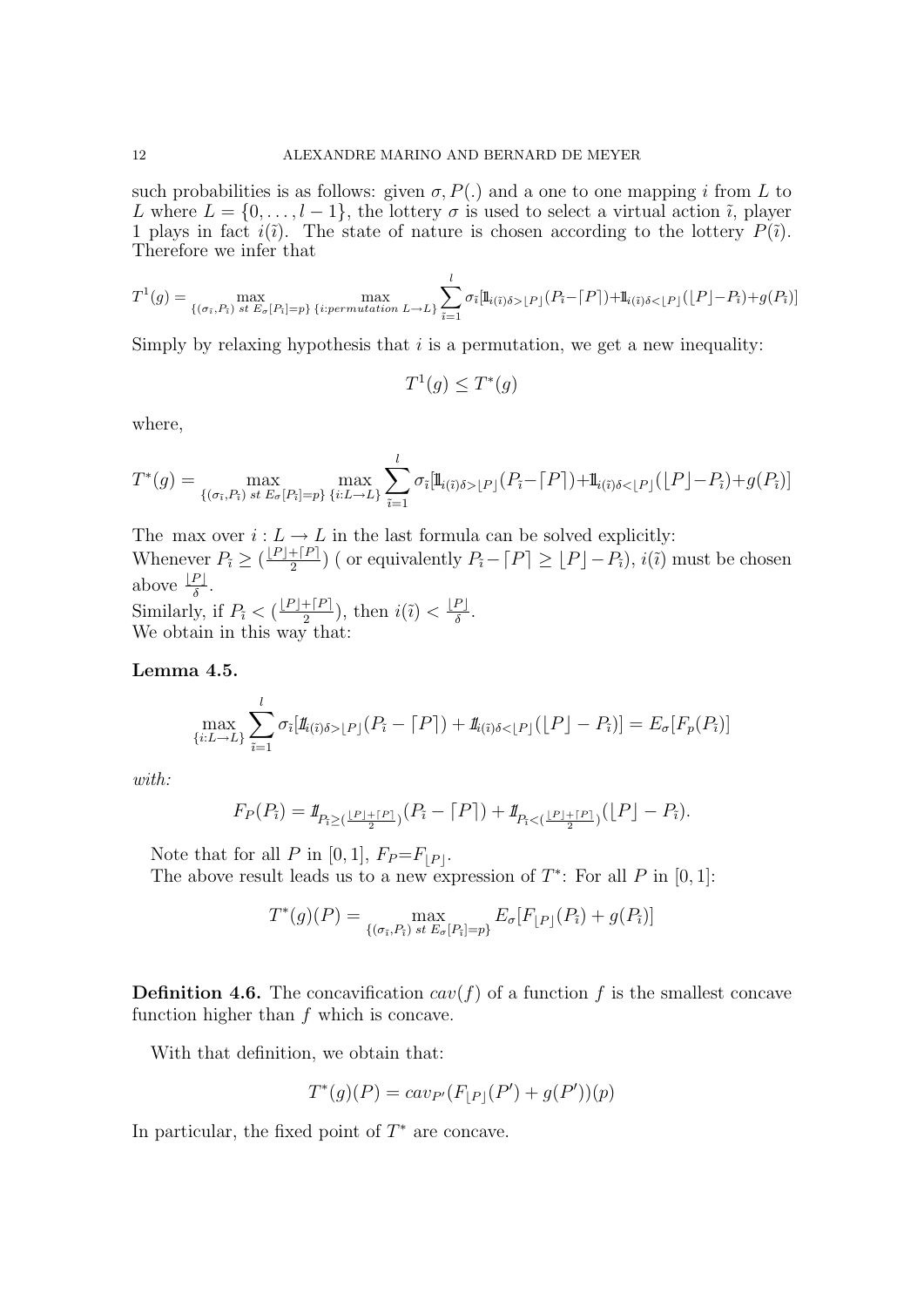such probabilities is as follows: given $\sigma, P(.)$ and a one to one mapping $i$ from $L$ to $L$ where $L = \{0, \ldots, l-1\}$, the lottery $\sigma$ is used to select a virtual action $\tilde{\imath}$, player 1 plays in fact $i(\tilde{\imath})$. The state of nature is chosen according to the lottery $P(\tilde{\imath})$. Therefore we infer that

$$T^1(g) = \max_{\{(\sigma_{\tilde{\imath}}, P_{\tilde{\imath}}) \ st \ E_\sigma[P_{\tilde{\imath}}]=p\}} \max_{\{i: permutation \ L \to L\}} \sum_{\tilde{\imath}=1}^{l} \sigma_{\tilde{\imath}} [1\!\!1_{i(\tilde{\imath})\delta > \lfloor P \rfloor}(P_{\tilde{\imath}} - \lceil P \rceil) + 1\!\!1_{i(\tilde{\imath})\delta < \lfloor P \rfloor}(\lfloor P \rfloor - P_{\tilde{\imath}}) + g(P_{\tilde{\imath}})]$$

Simply by relaxing hypothesis that $i$ is a permutation, we get a new inequality:

$$T^1(g) \leq T^*(g)$$

where,

$$T^*(g) = \max_{\{(\sigma_{\tilde{\imath}}, P_{\tilde{\imath}}) \ st \ E_\sigma[P_{\tilde{\imath}}]=p\}} \max_{\{i: L \to L\}} \sum_{\tilde{\imath}=1}^{l} \sigma_{\tilde{\imath}} [1\!\!1_{i(\tilde{\imath})\delta > \lfloor P \rfloor}(P_{\tilde{\imath}} - \lceil P \rceil) + 1\!\!1_{i(\tilde{\imath})\delta < \lfloor P \rfloor}(\lfloor P \rfloor - P_{\tilde{\imath}}) + g(P_{\tilde{\imath}})]$$

The max over $i : L \to L$ in the last formula can be solved explicitly:
Whenever $P_{\tilde{\imath}} \geq (\frac{\lfloor P \rfloor + \lceil P \rceil}{2})$ ( or equivalently $P_{\tilde{\imath}} - \lceil P \rceil \geq \lfloor P \rfloor - P_{\tilde{\imath}}$), $i(\tilde{\imath})$ must be chosen above $\frac{\lfloor P \rfloor}{\delta}$.
Similarly, if $P_{\tilde{\imath}} < (\frac{\lfloor P \rfloor + \lceil P \rceil}{2})$, then $i(\tilde{\imath}) < \frac{\lfloor P \rfloor}{\delta}$.
We obtain in this way that:

**Lemma 4.5.**

$$\max_{\{i: L \to L\}} \sum_{\tilde{\imath}=1}^{l} \sigma_{\tilde{\imath}} [1\!\!1_{i(\tilde{\imath})\delta > \lfloor P \rfloor}(P_{\tilde{\imath}} - \lceil P \rceil) + 1\!\!1_{i(\tilde{\imath})\delta < \lfloor P \rfloor}(\lfloor P \rfloor - P_{\tilde{\imath}})] = E_\sigma[F_p(P_{\tilde{\imath}})]$$

*with:*

$$F_P(P_{\tilde{\imath}}) = 1\!\!1_{P_{\tilde{\imath}} \geq (\frac{\lfloor P \rfloor + \lceil P \rceil}{2})}(P_{\tilde{\imath}} - \lceil P \rceil) + 1\!\!1_{P_{\tilde{\imath}} < (\frac{\lfloor P \rfloor + \lceil P \rceil}{2})}(\lfloor P \rfloor - P_{\tilde{\imath}}).$$

Note that for all $P$ in $[0, 1]$, $F_P = F_{\lfloor P \rfloor}$.
The above result leads us to a new expression of $T^*$: For all $P$ in $[0, 1]$:

$$T^*(g)(P) = \max_{\{(\sigma_{\tilde{\imath}}, P_{\tilde{\imath}}) \ st \ E_\sigma[P_{\tilde{\imath}}]=p\}} E_\sigma[F_{\lfloor P \rfloor}(P_{\tilde{\imath}}) + g(P_{\tilde{\imath}})]$$

**Definition 4.6.** The concavification $cav(f)$ of a function $f$ is the smallest concave function higher than $f$ which is concave.

With that definition, we obtain that:

$$T^*(g)(P) = cav_{P'}(F_{\lfloor P \rfloor}(P') + g(P'))(p)$$

In particular, the fixed point of $T^*$ are concave.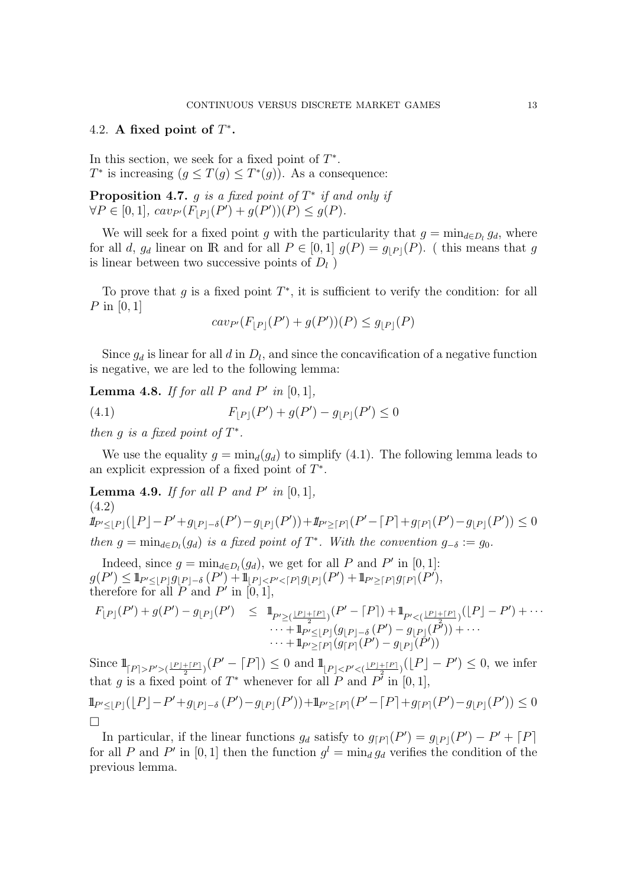### 4.2. **A fixed point of $T^*$.**

In this section, we seek for a fixed point of $T^*$.
$T^*$ is increasing ($g \leq T(g) \leq T^*(g)$). As a consequence:

**Proposition 4.7.** *$g$ is a fixed point of $T^*$ if and only if* $\forall P \in [0,1]$, $cav_{P'}(F_{\lfloor P \rfloor}(P') + g(P'))(P) \leq g(P)$.

We will seek for a fixed point $g$ with the particularity that $g = \min_{d \in D_l} g_d$, where for all $d$, $g_d$ linear on $\mathbb{R}$ and for all $P \in [0,1]$ $g(P) = g_{\lfloor P \rfloor}(P)$. ( this means that $g$ is linear between two successive points of $D_l$ )

To prove that $g$ is a fixed point $T^*$, it is sufficient to verify the condition: for all $P$ in $[0,1]$

$$cav_{P'}(F_{\lfloor P \rfloor}(P') + g(P'))(P) \leq g_{\lfloor P \rfloor}(P)$$

Since $g_d$ is linear for all $d$ in $D_l$, and since the concavification of a negative function is negative, we are led to the following lemma:

**Lemma 4.8.** *If for all $P$ and $P'$ in $[0,1]$,*

$$F_{\lfloor P \rfloor}(P') + g(P') - g_{\lfloor P \rfloor}(P') \leq 0 \tag{4.1}$$

*then $g$ is a fixed point of $T^*$.*

We use the equality $g = \min_d(g_d)$ to simplify (4.1). The following lemma leads to an explicit expression of a fixed point of $T^*$.

**Lemma 4.9.** *If for all $P$ and $P'$ in $[0,1]$,*

$$\mathbb{1}_{P' \leq \lfloor P \rfloor}(\lfloor P \rfloor - P' + g_{\lfloor P \rfloor - \delta}(P') - g_{\lfloor P \rfloor}(P')) + \mathbb{1}_{P' \geq \lceil P \rceil}(P' - \lceil P \rceil + g_{\lceil P \rceil}(P') - g_{\lfloor P \rfloor}(P')) \leq 0 \tag{4.2}$$

*then $g = \min_{d \in D_l}(g_d)$ is a fixed point of $T^*$. With the convention $g_{-\delta} := g_0$.*

Indeed, since $g = \min_{d \in D_l}(g_d)$, we get for all $P$ and $P'$ in $[0,1]$:
$g(P') \leq \mathbb{1}_{P' \leq \lfloor P \rfloor} g_{\lfloor P \rfloor - \delta}(P') + \mathbb{1}_{\lfloor P \rfloor < P' < \lceil P \rceil} g_{\lfloor P \rfloor}(P') + \mathbb{1}_{P' \geq \lceil P \rceil} g_{\lceil P \rceil}(P')$,
therefore for all $P$ and $P'$ in $[0,1]$,

$$\begin{aligned}
F_{\lfloor P \rfloor}(P') + g(P') - g_{\lfloor P \rfloor}(P') \quad \leq \quad & \mathbb{1}_{P' \geq (\frac{\lfloor P \rfloor + \lceil P \rceil}{2})}(P' - \lceil P \rceil) + \mathbb{1}_{P' < (\frac{\lfloor P \rfloor + \lceil P \rceil}{2})}(\lfloor P \rfloor - P') + \cdots \\
& \cdots + \mathbb{1}_{P' \leq \lfloor P \rfloor}(g_{\lfloor P \rfloor - \delta}(P') - g_{\lfloor P \rfloor}(P')) + \cdots \\
& \cdots + \mathbb{1}_{P' \geq \lceil P \rceil}(g_{\lceil P \rceil}(P') - g_{\lfloor P \rfloor}(P'))
\end{aligned}$$

Since $\mathbb{1}_{\lceil P \rceil > P' > (\frac{\lfloor P \rfloor + \lceil P \rceil}{2})}(P' - \lceil P \rceil) \leq 0$ and $\mathbb{1}_{\lfloor P \rfloor < P' < (\frac{\lfloor P \rfloor + \lceil P \rceil}{2})}(\lfloor P \rfloor - P') \leq 0$, we infer that $g$ is a fixed point of $T^*$ whenever for all $P$ and $P'$ in $[0,1]$,

$$\mathbb{1}_{P' \leq \lfloor P \rfloor}(\lfloor P \rfloor - P' + g_{\lfloor P \rfloor - \delta}(P') - g_{\lfloor P \rfloor}(P')) + \mathbb{1}_{P' \geq \lceil P \rceil}(P' - \lceil P \rceil + g_{\lceil P \rceil}(P') - g_{\lfloor P \rfloor}(P')) \leq 0$$

□

In particular, if the linear functions $g_d$ satisfy to $g_{\lceil P \rceil}(P') = g_{\lfloor P \rfloor}(P') - P' + \lceil P \rceil$ for all $P$ and $P'$ in $[0,1]$ then the function $g^l = \min_d g_d$ verifies the condition of the previous lemma.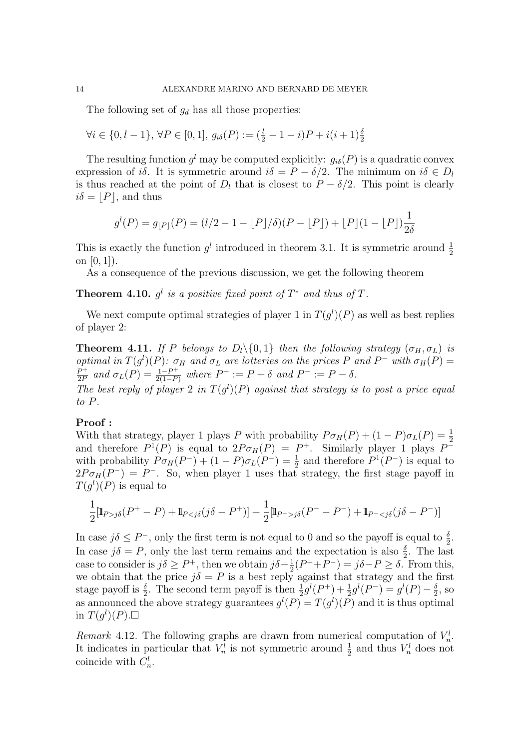The following set of $g_d$ has all those properties:

$$\forall i \in \{0, l-1\},\ \forall P \in [0,1],\ g_{i\delta}(P) := (\tfrac{l}{2} - 1 - i)P + i(i+1)\tfrac{\delta}{2}$$

The resulting function $g^l$ may be computed explicitly: $g_{i\delta}(P)$ is a quadratic convex expression of $i\delta$. It is symmetric around $i\delta = P - \delta/2$. The minimum on $i\delta \in D_l$ is thus reached at the point of $D_l$ that is closest to $P - \delta/2$. This point is clearly $i\delta = \lfloor P \rfloor$, and thus

$$g^l(P) = g_{\lfloor P \rfloor}(P) = (l/2 - 1 - \lfloor P \rfloor/\delta)(P - \lfloor P \rfloor) + \lfloor P \rfloor(1 - \lfloor P \rfloor)\frac{1}{2\delta}$$

This is exactly the function $g^l$ introduced in theorem 3.1. It is symmetric around $\frac{1}{2}$ on $[0,1]$).

As a consequence of the previous discussion, we get the following theorem

**Theorem 4.10.** *$g^l$ is a positive fixed point of $T^*$ and thus of $T$.*

We next compute optimal strategies of player 1 in $T(g^l)(P)$ as well as best replies of player 2:

**Theorem 4.11.** *If $P$ belongs to $D_l \backslash \{0,1\}$ then the following strategy $(\sigma_H, \sigma_L)$ is optimal in $T(g^l)(P)$: $\sigma_H$ and $\sigma_L$ are lotteries on the prices $P$ and $P^-$ with $\sigma_H(P) = \frac{P^+}{2P}$ and $\sigma_L(P) = \frac{1-P^+}{2(1-P)}$ where $P^+ := P + \delta$ and $P^- := P - \delta$.*
*The best reply of player 2 in $T(g^l)(P)$ against that strategy is to post a price equal to $P$.*

**Proof :**
With that strategy, player 1 plays $P$ with probability $P\sigma_H(P) + (1-P)\sigma_L(P) = \frac{1}{2}$ and therefore $P^1(P)$ is equal to $2P\sigma_H(P) = P^+$. Similarly player 1 plays $P^-$ with probability $P\sigma_H(P^-) + (1-P)\sigma_L(P^-) = \frac{1}{2}$ and therefore $P^1(P^-)$ is equal to $2P\sigma_H(P^-) = P^-$. So, when player 1 uses that strategy, the first stage payoff in $T(g^l)(P)$ is equal to

$$\frac{1}{2}[1\!\!1_{P>j\delta}(P^+ - P) + 1\!\!1_{P<j\delta}(j\delta - P^+)] + \frac{1}{2}[1\!\!1_{P^->j\delta}(P^- - P^-) + 1\!\!1_{P^-<j\delta}(j\delta - P^-)]$$

In case $j\delta \leq P^-$, only the first term is not equal to 0 and so the payoff is equal to $\frac{\delta}{2}$. In case $j\delta = P$, only the last term remains and the expectation is also $\frac{\delta}{2}$. The last case to consider is $j\delta \geq P^+$, then we obtain $j\delta - \frac{1}{2}(P^+ + P^-) = j\delta - P \geq \delta$. From this, we obtain that the price $j\delta = P$ is a best reply against that strategy and the first stage payoff is $\frac{\delta}{2}$. The second term payoff is then $\frac{1}{2}g^l(P^+) + \frac{1}{2}g^l(P^-) = g^l(P) - \frac{\delta}{2}$, so as announced the above strategy guarantees $g^l(P) = T(g^l)(P)$ and it is thus optimal in $T(g^l)(P)$.□

*Remark* 4.12. The following graphs are drawn from numerical computation of $V_n^l$. It indicates in particular that $V_n^l$ is not symmetric around $\frac{1}{2}$ and thus $V_n^l$ does not coincide with $C_n^l$.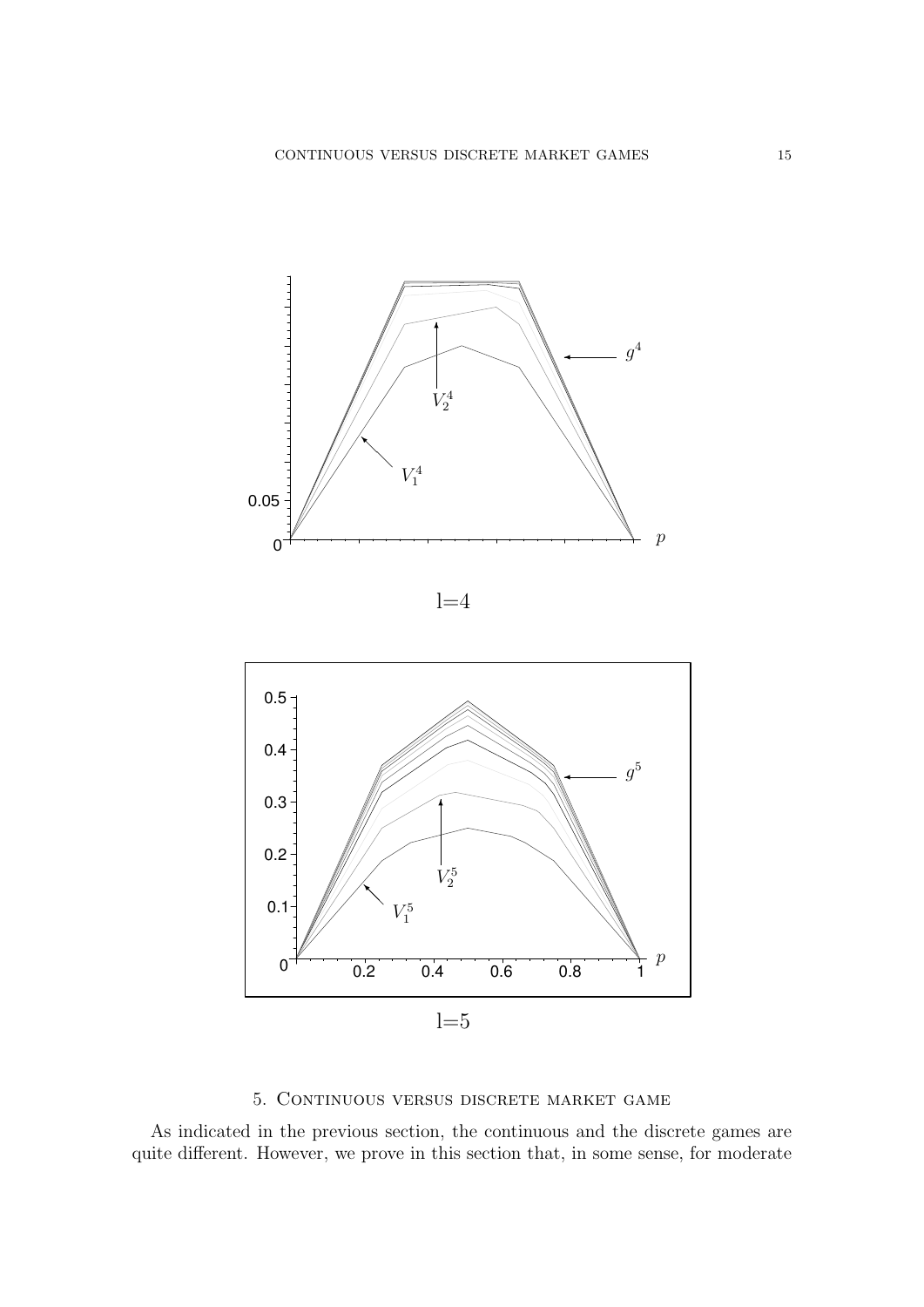l=4

l=5

## 5. Continuous versus discrete market game

As indicated in the previous section, the continuous and the discrete games are quite different. However, we prove in this section that, in some sense, for moderate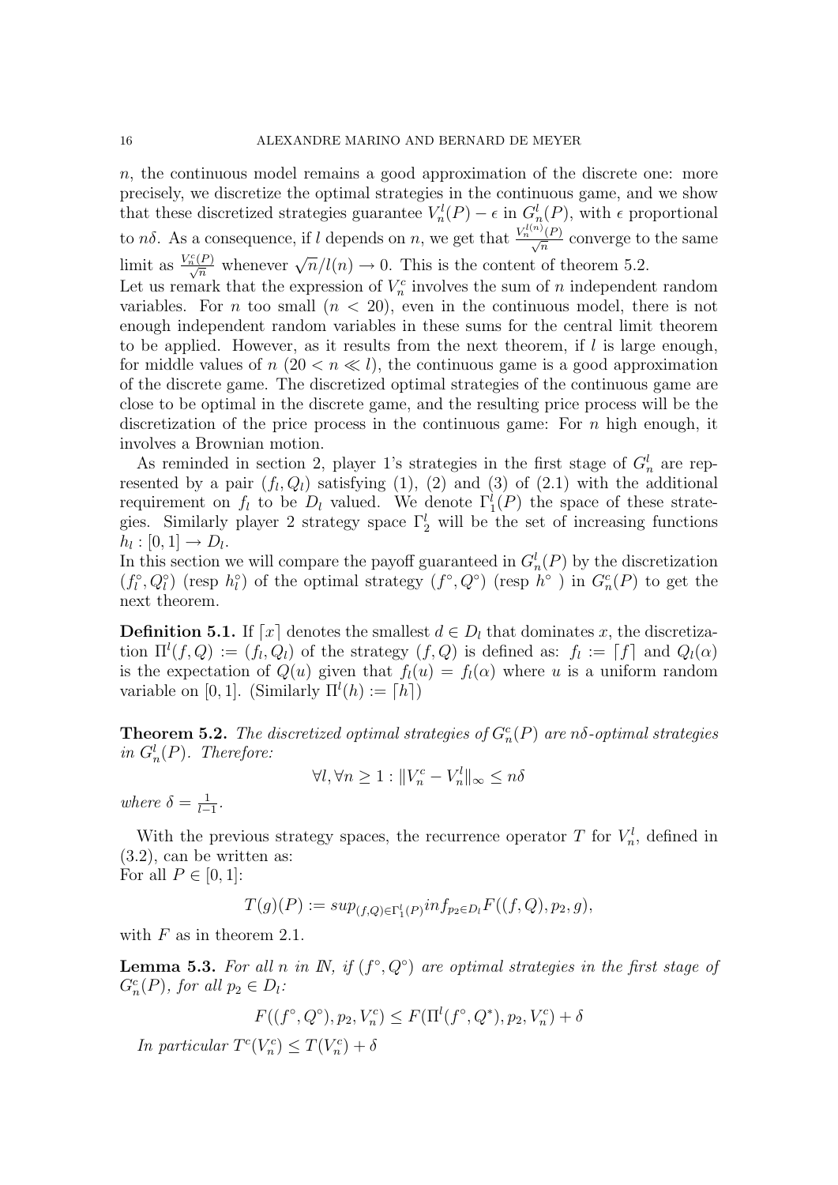$n$, the continuous model remains a good approximation of the discrete one: more precisely, we discretize the optimal strategies in the continuous game, and we show that these discretized strategies guarantee $V_n^l(P) - \epsilon$ in $G_n^l(P)$, with $\epsilon$ proportional to $n\delta$. As a consequence, if $l$ depends on $n$, we get that $\frac{V_n^{l(n)}(P)}{\sqrt{n}}$ converge to the same limit as $\frac{V_n^c(P)}{\sqrt{n}}$ whenever $\sqrt{n}/l(n) \to 0$. This is the content of theorem 5.2.

Let us remark that the expression of $V_n^c$ involves the sum of $n$ independent random variables. For $n$ too small ($n < 20$), even in the continuous model, there is not enough independent random variables in these sums for the central limit theorem to be applied. However, as it results from the next theorem, if $l$ is large enough, for middle values of $n$ ($20 < n \ll l$), the continuous game is a good approximation of the discrete game. The discretized optimal strategies of the continuous game are close to be optimal in the discrete game, and the resulting price process will be the discretization of the price process in the continuous game: For $n$ high enough, it involves a Brownian motion.

As reminded in section 2, player 1's strategies in the first stage of $G_n^l$ are represented by a pair $(f_l, Q_l)$ satisfying (1), (2) and (3) of (2.1) with the additional requirement on $f_l$ to be $D_l$ valued. We denote $\Gamma_1^l(P)$ the space of these strategies. Similarly player 2 strategy space $\Gamma_2^l$ will be the set of increasing functions $h_l : [0,1] \to D_l$.

In this section we will compare the payoff guaranteed in $G_n^l(P)$ by the discretization $(f_l^\circ, Q_l^\circ)$ (resp $h_l^\circ$) of the optimal strategy $(f^\circ, Q^\circ)$ (resp $h^\circ$ ) in $G_n^c(P)$ to get the next theorem.

**Definition 5.1.** If $\lceil x \rceil$ denotes the smallest $d \in D_l$ that dominates $x$, the discretization $\Pi^l(f, Q) := (f_l, Q_l)$ of the strategy $(f, Q)$ is defined as: $f_l := \lceil f \rceil$ and $Q_l(\alpha)$ is the expectation of $Q(u)$ given that $f_l(u) = f_l(\alpha)$ where $u$ is a uniform random variable on $[0,1]$. (Similarly $\Pi^l(h) := \lceil h \rceil$)

**Theorem 5.2.** *The discretized optimal strategies of $G_n^c(P)$ are $n\delta$-optimal strategies in $G_n^l(P)$. Therefore:*

$$\forall l, \forall n \geq 1 : \|V_n^c - V_n^l\|_\infty \leq n\delta$$

*where $\delta = \frac{1}{l-1}$.*

With the previous strategy spaces, the recurrence operator $T$ for $V_n^l$, defined in (3.2), can be written as:
For all $P \in [0,1]$:

$$T(g)(P) := sup_{(f,Q) \in \Gamma_1^l(P)} inf_{p_2 \in D_l} F((f,Q), p_2, g),$$

with $F$ as in theorem 2.1.

**Lemma 5.3.** *For all $n$ in $\mathbb{N}$, if $(f^\circ, Q^\circ)$ are optimal strategies in the first stage of $G_n^c(P)$, for all $p_2 \in D_l$:*

$$F((f^\circ, Q^\circ), p_2, V_n^c) \leq F(\Pi^l(f^\circ, Q^*), p_2, V_n^c) + \delta$$

*In particular $T^c(V_n^c) \leq T(V_n^c) + \delta$*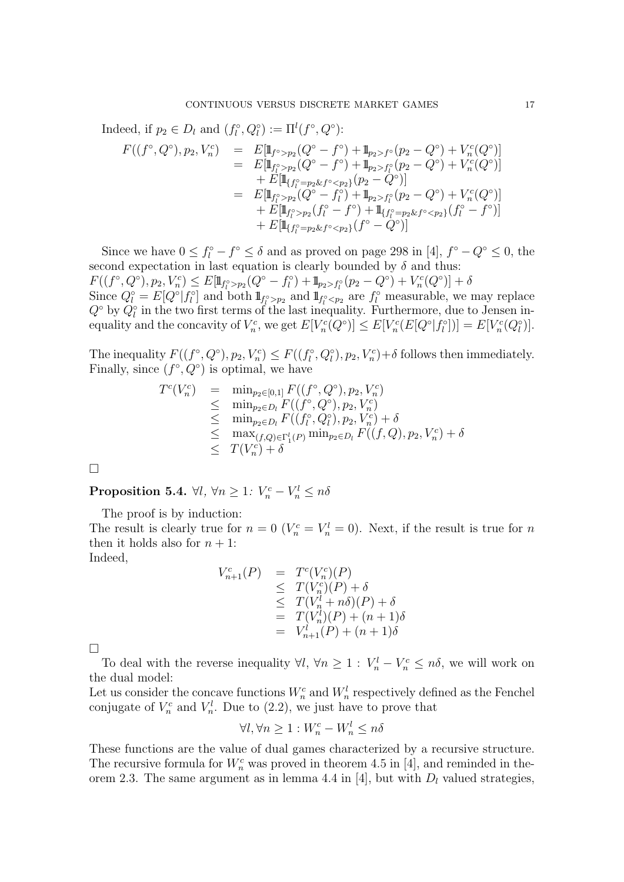Indeed, if $p_2 \in D_l$ and $(f_l^\circ, Q_l^\circ) := \Pi^l(f^\circ, Q^\circ)$:

$$
\begin{aligned}
F((f^\circ,Q^\circ),p_2,V_n^c) &= E[\mathbb{1}_{f^\circ>p_2}(Q^\circ - f^\circ) + \mathbb{1}_{p_2>f^\circ}(p_2 - Q^\circ) + V_n^c(Q^\circ)] \\
&= E[\mathbb{1}_{f_l^\circ>p_2}(Q^\circ - f^\circ) + \mathbb{1}_{p_2>f_l^\circ}(p_2 - Q^\circ) + V_n^c(Q^\circ)] \\
&\quad + E[\mathbb{1}_{\{f_l^\circ=p_2 \& f^\circ<p_2\}}(p_2 - Q^\circ)] \\
&= E[\mathbb{1}_{f_l^\circ>p_2}(Q^\circ - f_l^\circ) + \mathbb{1}_{p_2>f_l^\circ}(p_2 - Q^\circ) + V_n^c(Q^\circ)] \\
&\quad + E[\mathbb{1}_{f_l^\circ>p_2}(f_l^\circ - f^\circ) + \mathbb{1}_{\{f_l^\circ=p_2 \& f^\circ<p_2\}}(f_l^\circ - f^\circ)] \\
&\quad + E[\mathbb{1}_{\{f_l^\circ=p_2 \& f^\circ<p_2\}}(f^\circ - Q^\circ)]
\end{aligned}
$$

Since we have $0 \leq f_l^\circ - f^\circ \leq \delta$ and as proved on page 298 in [4], $f^\circ - Q^\circ \leq 0$, the second expectation in last equation is clearly bounded by $\delta$ and thus:
$F((f^\circ,Q^\circ),p_2,V_n^c) \leq E[\mathbb{1}_{f_l^\circ>p_2}(Q^\circ - f_l^\circ) + \mathbb{1}_{p_2>f_l^\circ}(p_2 - Q^\circ) + V_n^c(Q^\circ)] + \delta$
Since $Q_l^\circ = E[Q^\circ|f_l^\circ]$ and both $\mathbb{1}_{f_l^\circ>p_2}$ and $\mathbb{1}_{f_l^\circ<p_2}$ are $f_l^\circ$ measurable, we may replace $Q^\circ$ by $Q_l^\circ$ in the two first terms of the last inequality. Furthermore, due to Jensen inequality and the concavity of $V_n^c$, we get $E[V_n^c(Q^\circ)] \leq E[V_n^c(E[Q^\circ|f_l^\circ])] = E[V_n^c(Q_l^\circ)]$.

The inequality $F((f^\circ,Q^\circ),p_2,V_n^c) \leq F((f_l^\circ,Q_l^\circ),p_2,V_n^c)+\delta$ follows then immediately. Finally, since $(f^\circ,Q^\circ)$ is optimal, we have

$$
\begin{aligned}
T^c(V_n^c) &= \min_{p_2\in[0,1]} F((f^\circ,Q^\circ),p_2,V_n^c) \\
&\leq \min_{p_2\in D_l} F((f^\circ,Q^\circ),p_2,V_n^c) \\
&\leq \min_{p_2\in D_l} F((f_l^\circ,Q_l^\circ),p_2,V_n^c) + \delta \\
&\leq \max_{(f,Q)\in\Gamma_1^l(P)} \min_{p_2\in D_l} F((f,Q),p_2,V_n^c) + \delta \\
&\leq T(V_n^c) + \delta
\end{aligned}
$$

□

**Proposition 5.4.** *$\forall l$, $\forall n \geq 1$: $V_n^c - V_n^l \leq n\delta$*

The proof is by induction:
The result is clearly true for $n = 0$ ($V_n^c = V_n^l = 0$). Next, if the result is true for $n$ then it holds also for $n+1$:
Indeed,

$$
\begin{aligned}
V_{n+1}^c(P) &= T^c(V_n^c)(P) \\
&\leq T(V_n^c)(P) + \delta \\
&\leq T(V_n^l + n\delta)(P) + \delta \\
&= T(V_n^l)(P) + (n+1)\delta \\
&= V_{n+1}^l(P) + (n+1)\delta
\end{aligned}
$$

□

To deal with the reverse inequality $\forall l$, $\forall n \geq 1$ : $V_n^l - V_n^c \leq n\delta$, we will work on the dual model:
Let us consider the concave functions $W_n^c$ and $W_n^l$ respectively defined as the Fenchel conjugate of $V_n^c$ and $V_n^l$. Due to (2.2), we just have to prove that

$$\forall l, \forall n \geq 1 : W_n^c - W_n^l \leq n\delta$$

These functions are the value of dual games characterized by a recursive structure. The recursive formula for $W_n^c$ was proved in theorem 4.5 in [4], and reminded in theorem 2.3. The same argument as in lemma 4.4 in [4], but with $D_l$ valued strategies,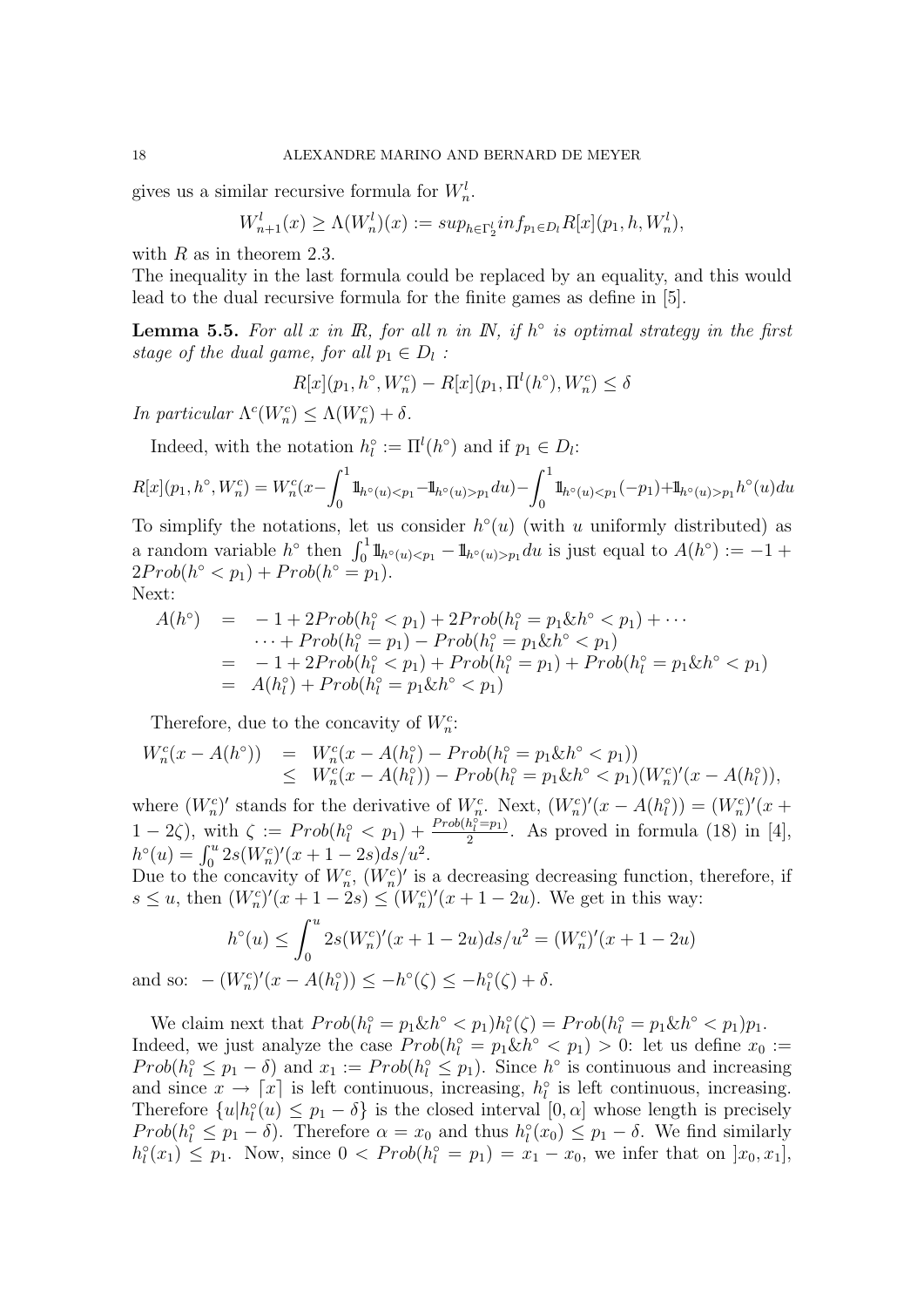gives us a similar recursive formula for $W_n^l$.

$$W_{n+1}^l(x) \geq \Lambda(W_n^l)(x) := sup_{h\in\Gamma_2^l} inf_{p_1\in D_l} R[x](p_1, h, W_n^l),$$

with $R$ as in theorem 2.3.

The inequality in the last formula could be replaced by an equality, and this would lead to the dual recursive formula for the finite games as define in [5].

**Lemma 5.5.** *For all $x$ in $\mathbb{R}$, for all $n$ in $\mathbb{N}$, if $h^\circ$ is optimal strategy in the first stage of the dual game, for all $p_1 \in D_l$ :*

$$R[x](p_1, h^\circ, W_n^c) - R[x](p_1, \Pi^l(h^\circ), W_n^c) \leq \delta$$

*In particular $\Lambda^c(W_n^c) \leq \Lambda(W_n^c) + \delta$.*

Indeed, with the notation $h_l^\circ := \Pi^l(h^\circ)$ and if $p_1 \in D_l$:

$$R[x](p_1, h^\circ, W_n^c) = W_n^c(x - \int_0^1 1\!\!1_{h^\circ(u)<p_1} - 1\!\!1_{h^\circ(u)>p_1} du) - \int_0^1 1\!\!1_{h^\circ(u)<p_1}(-p_1) + 1\!\!1_{h^\circ(u)>p_1} h^\circ(u) du$$

To simplify the notations, let us consider $h^\circ(u)$ (with $u$ uniformly distributed) as a random variable $h^\circ$ then $\int_0^1 1\!\!1_{h^\circ(u)<p_1} - 1\!\!1_{h^\circ(u)>p_1} du$ is just equal to $A(h^\circ) := -1 + 2Prob(h^\circ < p_1) + Prob(h^\circ = p_1)$.

Next:

$$\begin{aligned}
A(h^\circ) &= -1 + 2Prob(h_l^\circ < p_1) + 2Prob(h_l^\circ = p_1 \& h^\circ < p_1) + \cdots \\
&\quad \cdots + Prob(h_l^\circ = p_1) - Prob(h_l^\circ = p_1 \& h^\circ < p_1) \\
&= -1 + 2Prob(h_l^\circ < p_1) + Prob(h_l^\circ = p_1) + Prob(h_l^\circ = p_1 \& h^\circ < p_1) \\
&= A(h_l^\circ) + Prob(h_l^\circ = p_1 \& h^\circ < p_1)
\end{aligned}$$

Therefore, due to the concavity of $W_n^c$:

$$\begin{aligned}
W_n^c(x - A(h^\circ)) &= W_n^c(x - A(h_l^\circ) - Prob(h_l^\circ = p_1 \& h^\circ < p_1)) \\
&\leq W_n^c(x - A(h_l^\circ)) - Prob(h_l^\circ = p_1 \& h^\circ < p_1)(W_n^c)'(x - A(h_l^\circ)),
\end{aligned}$$

where $(W_n^c)'$ stands for the derivative of $W_n^c$. Next, $(W_n^c)'(x - A(h_l^\circ)) = (W_n^c)'(x + 1 - 2\zeta)$, with $\zeta := Prob(h_l^\circ < p_1) + \frac{Prob(h_l^\circ = p_1)}{2}$. As proved in formula (18) in [4], $h^\circ(u) = \int_0^u 2s(W_n^c)'(x + 1 - 2s)ds/u^2$.

Due to the concavity of $W_n^c$, $(W_n^c)'$ is a decreasing decreasing function, therefore, if $s \leq u$, then $(W_n^c)'(x + 1 - 2s) \leq (W_n^c)'(x + 1 - 2u)$. We get in this way:

$$h^\circ(u) \leq \int_0^u 2s(W_n^c)'(x + 1 - 2u)ds/u^2 = (W_n^c)'(x + 1 - 2u)$$

and so: $-(W_n^c)'(x - A(h_l^\circ)) \leq -h^\circ(\zeta) \leq -h_l^\circ(\zeta) + \delta$.

We claim next that $Prob(h_l^\circ = p_1 \& h^\circ < p_1)h_l^\circ(\zeta) = Prob(h_l^\circ = p_1 \& h^\circ < p_1)p_1$. Indeed, we just analyze the case $Prob(h_l^\circ = p_1 \& h^\circ < p_1) > 0$: let us define $x_0 := Prob(h_l^\circ \leq p_1 - \delta)$ and $x_1 := Prob(h_l^\circ \leq p_1)$. Since $h^\circ$ is continuous and increasing and since $x \to \lceil x \rceil$ is left continuous, increasing, $h_l^\circ$ is left continuous, increasing. Therefore $\{u | h_l^\circ(u) \leq p_1 - \delta\}$ is the closed interval $[0, \alpha]$ whose length is precisely $Prob(h_l^\circ \leq p_1 - \delta)$. Therefore $\alpha = x_0$ and thus $h_l^\circ(x_0) \leq p_1 - \delta$. We find similarly $h_l^\circ(x_1) \leq p_1$. Now, since $0 < Prob(h_l^\circ = p_1) = x_1 - x_0$, we infer that on $]x_0, x_1]$,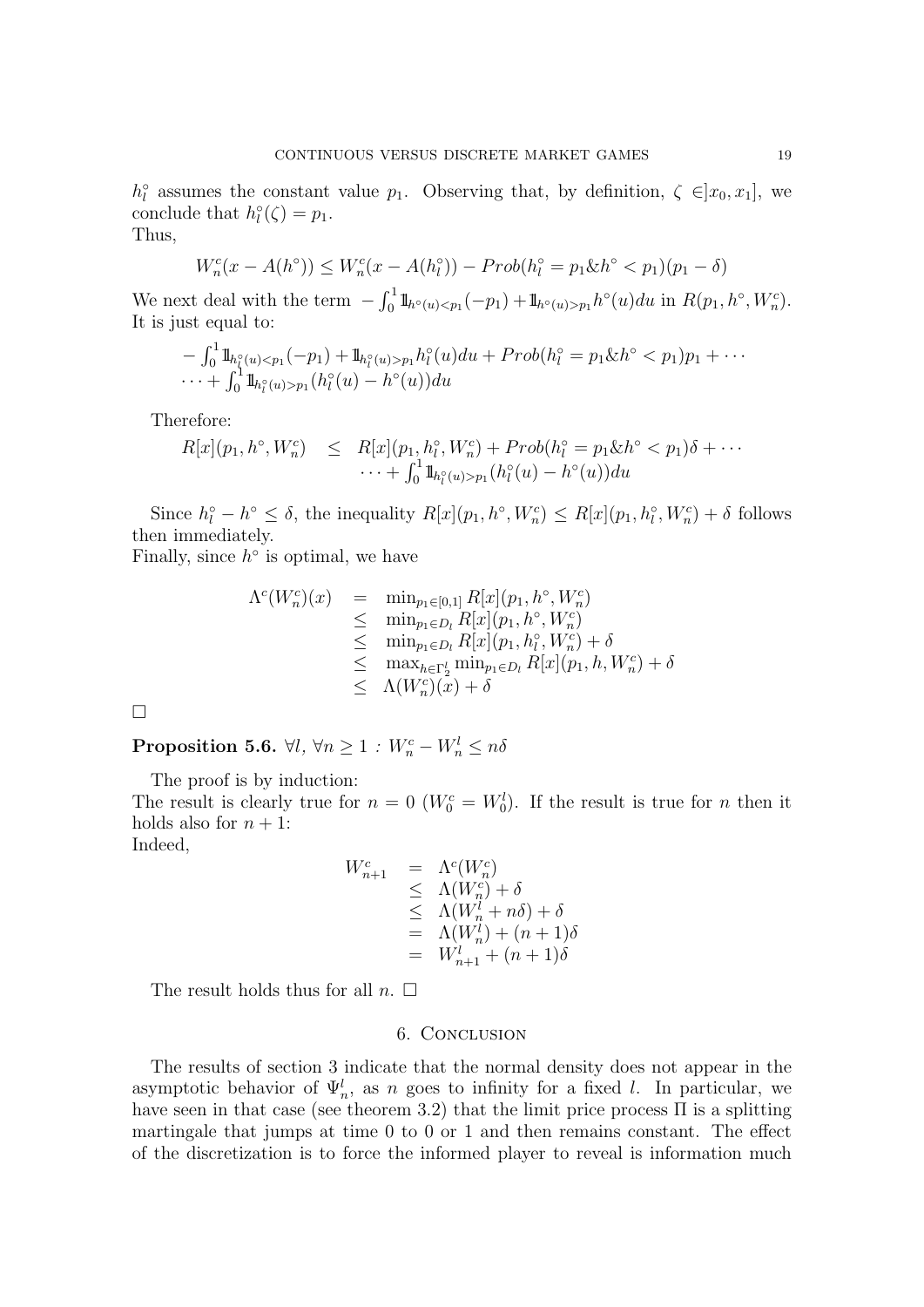$h_l^\circ$ assumes the constant value $p_1$. Observing that, by definition, $\zeta \in ]x_0, x_1]$, we conclude that $h_l^\circ(\zeta) = p_1$.
Thus,

$$W_n^c(x - A(h^\circ)) \leq W_n^c(x - A(h_l^\circ)) - Prob(h_l^\circ = p_1 \& h^\circ < p_1)(p_1 - \delta)$$

We next deal with the term $-\int_0^1 \mathbb{1}_{h^\circ(u)<p_1}(-p_1) + \mathbb{1}_{h^\circ(u)>p_1} h^\circ(u) du$ in $R(p_1, h^\circ, W_n^c)$. It is just equal to:

$$\begin{array}{l} -\int_0^1 \mathbb{1}_{h_l^\circ(u)<p_1}(-p_1) + \mathbb{1}_{h_l^\circ(u)>p_1} h_l^\circ(u) du + Prob(h_l^\circ = p_1 \& h^\circ < p_1) p_1 + \cdots \\ \cdots + \int_0^1 \mathbb{1}_{h_l^\circ(u)>p_1}(h_l^\circ(u) - h^\circ(u)) du \end{array}$$

Therefore:

$$\begin{array}{rcl} R[x](p_1, h^\circ, W_n^c) & \leq & R[x](p_1, h_l^\circ, W_n^c) + Prob(h_l^\circ = p_1 \& h^\circ < p_1)\delta + \cdots \\ & & \cdots + \int_0^1 \mathbb{1}_{h_l^\circ(u)>p_1}(h_l^\circ(u) - h^\circ(u)) du \end{array}$$

Since $h_l^\circ - h^\circ \leq \delta$, the inequality $R[x](p_1, h^\circ, W_n^c) \leq R[x](p_1, h_l^\circ, W_n^c) + \delta$ follows then immediately.
Finally, since $h^\circ$ is optimal, we have

$$\begin{array}{rcl} \Lambda^c(W_n^c)(x) & = & \min_{p_1 \in [0,1]} R[x](p_1, h^\circ, W_n^c) \\ & \leq & \min_{p_1 \in D_l} R[x](p_1, h^\circ, W_n^c) \\ & \leq & \min_{p_1 \in D_l} R[x](p_1, h_l^\circ, W_n^c) + \delta \\ & \leq & \max_{h \in \Gamma_2^l} \min_{p_1 \in D_l} R[x](p_1, h, W_n^c) + \delta \\ & \leq & \Lambda(W_n^c)(x) + \delta \end{array}$$

□

**Proposition 5.6.** $\forall l$, $\forall n \geq 1$ : $W_n^c - W_n^l \leq n\delta$

The proof is by induction:
The result is clearly true for $n = 0$ ($W_0^c = W_0^l$). If the result is true for $n$ then it holds also for $n+1$:
Indeed,

$$\begin{array}{rcl} W_{n+1}^c & = & \Lambda^c(W_n^c) \\ & \leq & \Lambda(W_n^c) + \delta \\ & \leq & \Lambda(W_n^l + n\delta) + \delta \\ & = & \Lambda(W_n^l) + (n+1)\delta \\ & = & W_{n+1}^l + (n+1)\delta \end{array}$$

The result holds thus for all $n$. □

## 6. Conclusion

The results of section 3 indicate that the normal density does not appear in the asymptotic behavior of $\Psi_n^l$, as $n$ goes to infinity for a fixed $l$. In particular, we have seen in that case (see theorem 3.2) that the limit price process $\Pi$ is a splitting martingale that jumps at time 0 to 0 or 1 and then remains constant. The effect of the discretization is to force the informed player to reveal is information much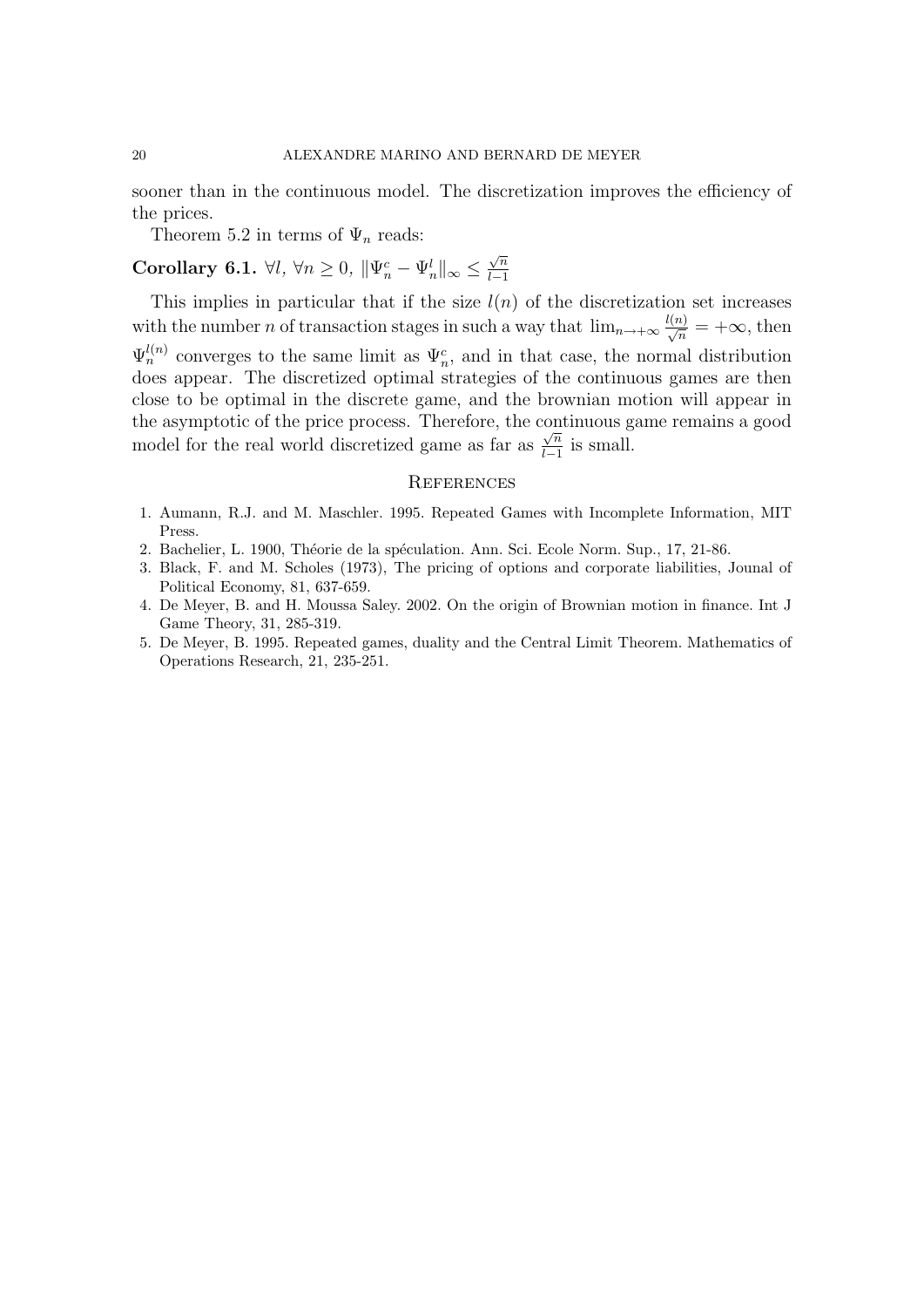sooner than in the continuous model. The discretization improves the efficiency of the prices.

Theorem 5.2 in terms of $\Psi_n$ reads:

**Corollary 6.1.** $\forall l$, $\forall n \geq 0$, $\|\Psi^c_n - \Psi^l_n\|_\infty \leq \frac{\sqrt{n}}{l-1}$

This implies in particular that if the size $l(n)$ of the discretization set increases with the number $n$ of transaction stages in such a way that $\lim_{n\to+\infty} \frac{l(n)}{\sqrt{n}} = +\infty$, then $\Psi^{l(n)}_n$ converges to the same limit as $\Psi^c_n$, and in that case, the normal distribution does appear. The discretized optimal strategies of the continuous games are then close to be optimal in the discrete game, and the brownian motion will appear in the asymptotic of the price process. Therefore, the continuous game remains a good model for the real world discretized game as far as $\frac{\sqrt{n}}{l-1}$ is small.

## References

1. Aumann, R.J. and M. Maschler. 1995. Repeated Games with Incomplete Information, MIT Press.
2. Bachelier, L. 1900, Théorie de la spéculation. Ann. Sci. Ecole Norm. Sup., 17, 21-86.
3. Black, F. and M. Scholes (1973), The pricing of options and corporate liabilities, Jounal of Political Economy, 81, 637-659.
4. De Meyer, B. and H. Moussa Saley. 2002. On the origin of Brownian motion in finance. Int J Game Theory, 31, 285-319.
5. De Meyer, B. 1995. Repeated games, duality and the Central Limit Theorem. Mathematics of Operations Research, 21, 235-251.